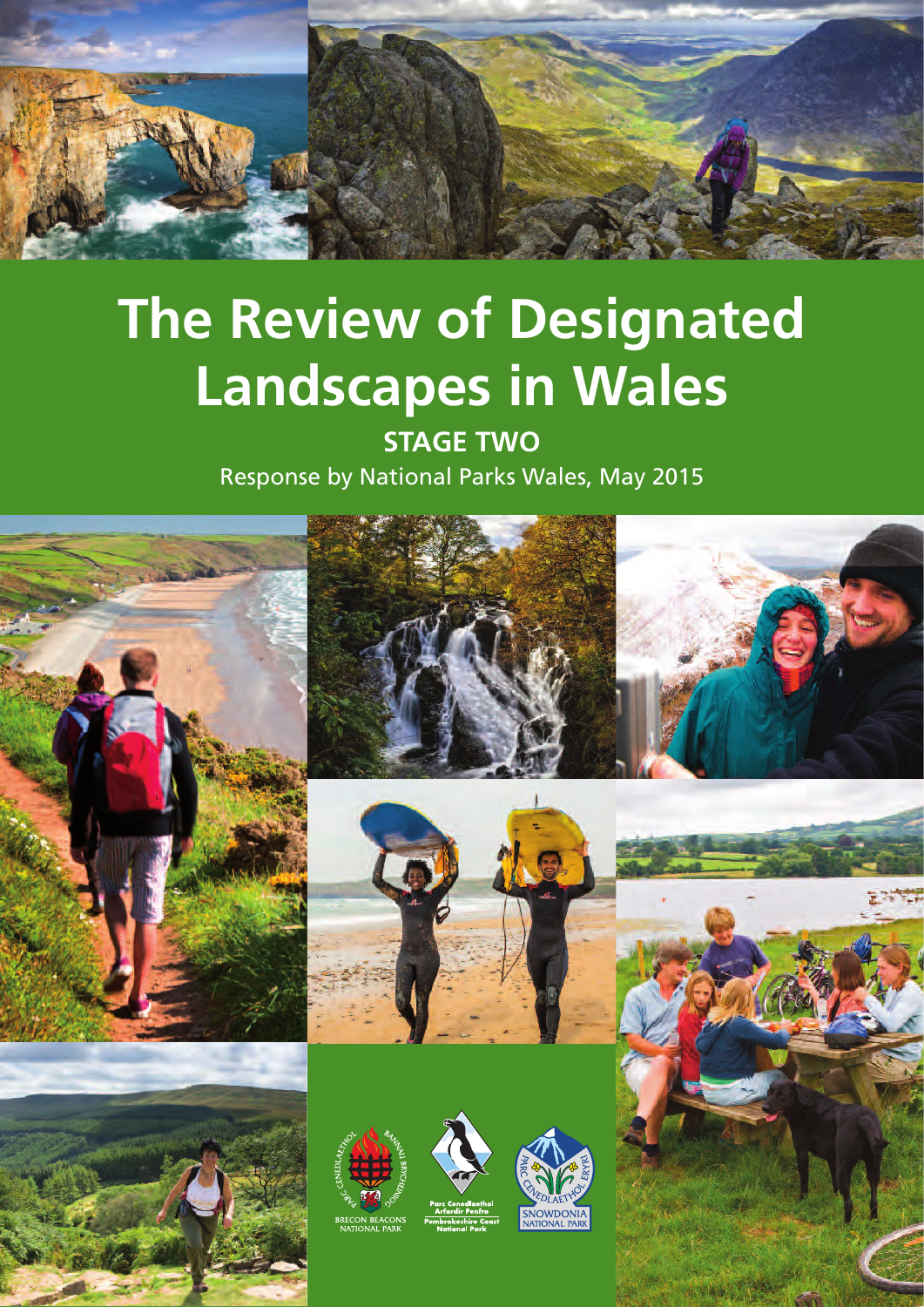# The Review of Designated Landscapes in Wales

## STAGE TWO

Response by National Parks Wales, May 2015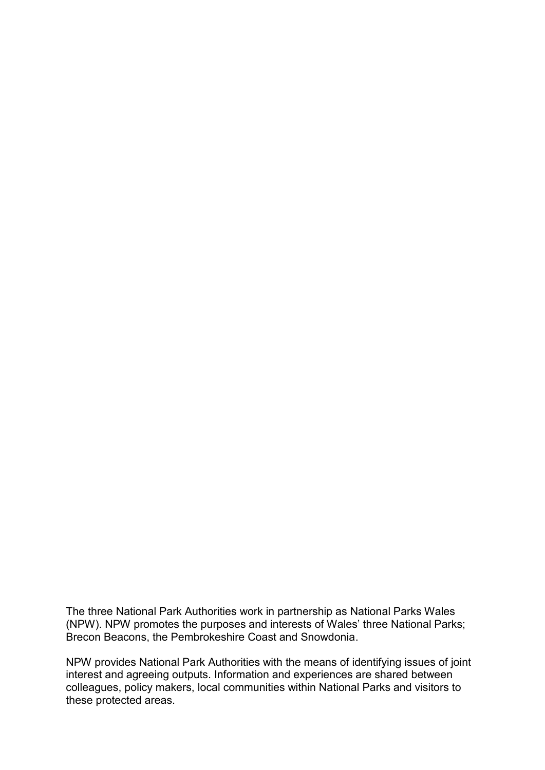The three National Park Authorities work in partnership as National Parks Wales (NPW). NPW promotes the purposes and interests of Wales' three National Parks; Brecon Beacons, the Pembrokeshire Coast and Snowdonia.

NPW provides National Park Authorities with the means of identifying issues of joint interest and agreeing outputs. Information and experiences are shared between colleagues, policy makers, local communities within National Parks and visitors to these protected areas.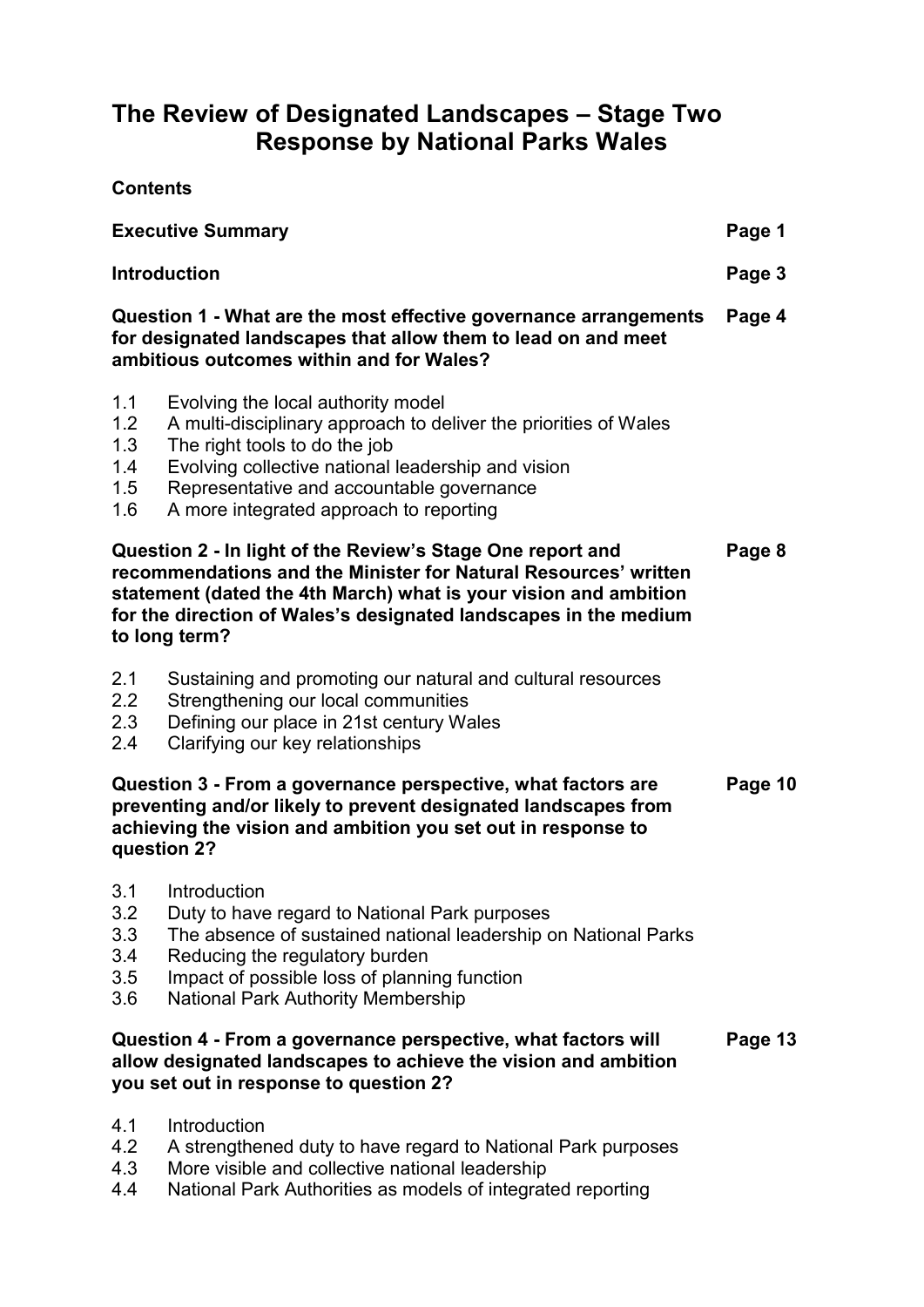# The Review of Designated Landscapes – Stage Two Response by National Parks Wales

**Contents**

| | |
|---|---|
| **Executive Summary** | **Page 1** |
| **Introduction** | **Page 3** |
| **Question 1 - What are the most effective governance arrangements for designated landscapes that allow them to lead on and meet ambitious outcomes within and for Wales?** | **Page 4** |
| 1.1 Evolving the local authority model | |
| 1.2 A multi-disciplinary approach to deliver the priorities of Wales | |
| 1.3 The right tools to do the job | |
| 1.4 Evolving collective national leadership and vision | |
| 1.5 Representative and accountable governance | |
| 1.6 A more integrated approach to reporting | |
| **Question 2 - In light of the Review's Stage One report and recommendations and the Minister for Natural Resources' written statement (dated the 4th March) what is your vision and ambition for the direction of Wales's designated landscapes in the medium to long term?** | **Page 8** |
| 2.1 Sustaining and promoting our natural and cultural resources | |
| 2.2 Strengthening our local communities | |
| 2.3 Defining our place in 21st century Wales | |
| 2.4 Clarifying our key relationships | |
| **Question 3 - From a governance perspective, what factors are preventing and/or likely to prevent designated landscapes from achieving the vision and ambition you set out in response to question 2?** | **Page 10** |
| 3.1 Introduction | |
| 3.2 Duty to have regard to National Park purposes | |
| 3.3 The absence of sustained national leadership on National Parks | |
| 3.4 Reducing the regulatory burden | |
| 3.5 Impact of possible loss of planning function | |
| 3.6 National Park Authority Membership | |
| **Question 4 - From a governance perspective, what factors will allow designated landscapes to achieve the vision and ambition you set out in response to question 2?** | **Page 13** |
| 4.1 Introduction | |
| 4.2 A strengthened duty to have regard to National Park purposes | |
| 4.3 More visible and collective national leadership | |
| 4.4 National Park Authorities as models of integrated reporting | |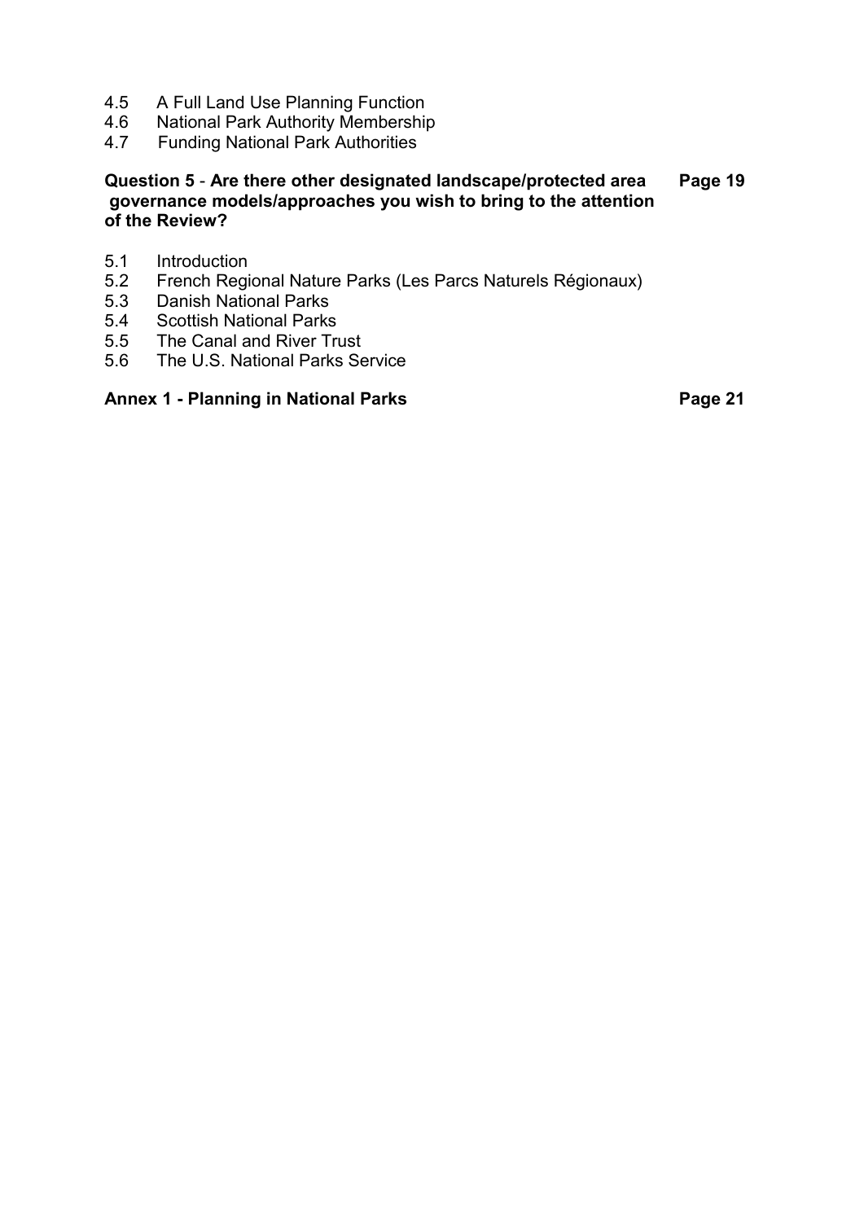4.5 A Full Land Use Planning Function
4.6 National Park Authority Membership
4.7 Funding National Park Authorities

**Question 5 - Are there other designated landscape/protected area governance models/approaches you wish to bring to the attention of the Review? Page 19**

5.1 Introduction
5.2 French Regional Nature Parks (Les Parcs Naturels Régionaux)
5.3 Danish National Parks
5.4 Scottish National Parks
5.5 The Canal and River Trust
5.6 The U.S. National Parks Service

**Annex 1 - Planning in National Parks Page 21**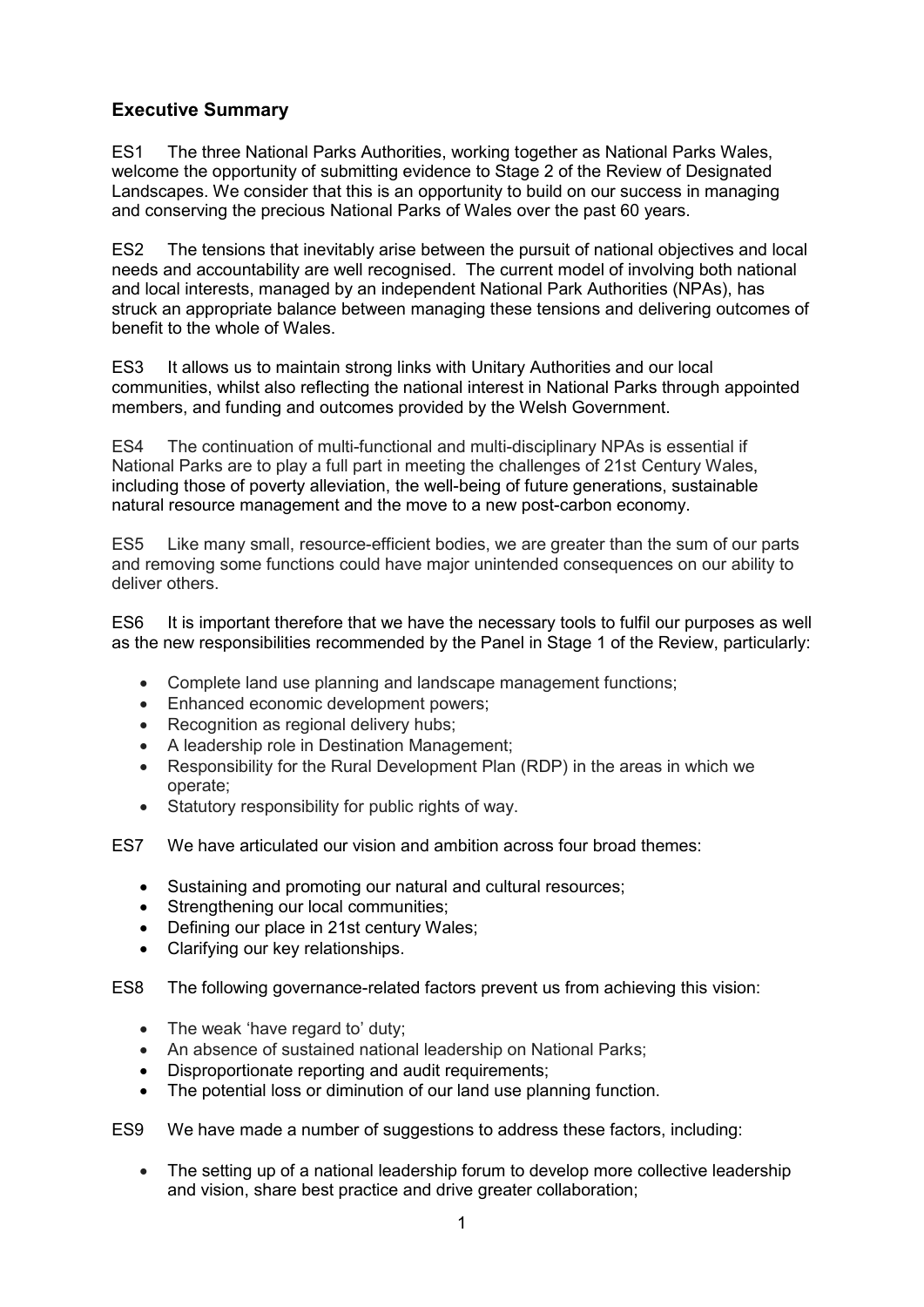## Executive Summary

ES1 The three National Parks Authorities, working together as National Parks Wales, welcome the opportunity of submitting evidence to Stage 2 of the Review of Designated Landscapes. We consider that this is an opportunity to build on our success in managing and conserving the precious National Parks of Wales over the past 60 years.

ES2 The tensions that inevitably arise between the pursuit of national objectives and local needs and accountability are well recognised. The current model of involving both national and local interests, managed by an independent National Park Authorities (NPAs), has struck an appropriate balance between managing these tensions and delivering outcomes of benefit to the whole of Wales.

ES3 It allows us to maintain strong links with Unitary Authorities and our local communities, whilst also reflecting the national interest in National Parks through appointed members, and funding and outcomes provided by the Welsh Government.

ES4 The continuation of multi-functional and multi-disciplinary NPAs is essential if National Parks are to play a full part in meeting the challenges of 21st Century Wales, including those of poverty alleviation, the well-being of future generations, sustainable natural resource management and the move to a new post-carbon economy.

ES5 Like many small, resource-efficient bodies, we are greater than the sum of our parts and removing some functions could have major unintended consequences on our ability to deliver others.

ES6 It is important therefore that we have the necessary tools to fulfil our purposes as well as the new responsibilities recommended by the Panel in Stage 1 of the Review, particularly:

- Complete land use planning and landscape management functions;
- Enhanced economic development powers;
- Recognition as regional delivery hubs;
- A leadership role in Destination Management;
- Responsibility for the Rural Development Plan (RDP) in the areas in which we operate;
- Statutory responsibility for public rights of way.

ES7 We have articulated our vision and ambition across four broad themes:

- Sustaining and promoting our natural and cultural resources;
- Strengthening our local communities;
- Defining our place in 21st century Wales;
- Clarifying our key relationships.

ES8 The following governance-related factors prevent us from achieving this vision:

- The weak 'have regard to' duty;
- An absence of sustained national leadership on National Parks;
- Disproportionate reporting and audit requirements;
- The potential loss or diminution of our land use planning function.

ES9 We have made a number of suggestions to address these factors, including:

- The setting up of a national leadership forum to develop more collective leadership and vision, share best practice and drive greater collaboration;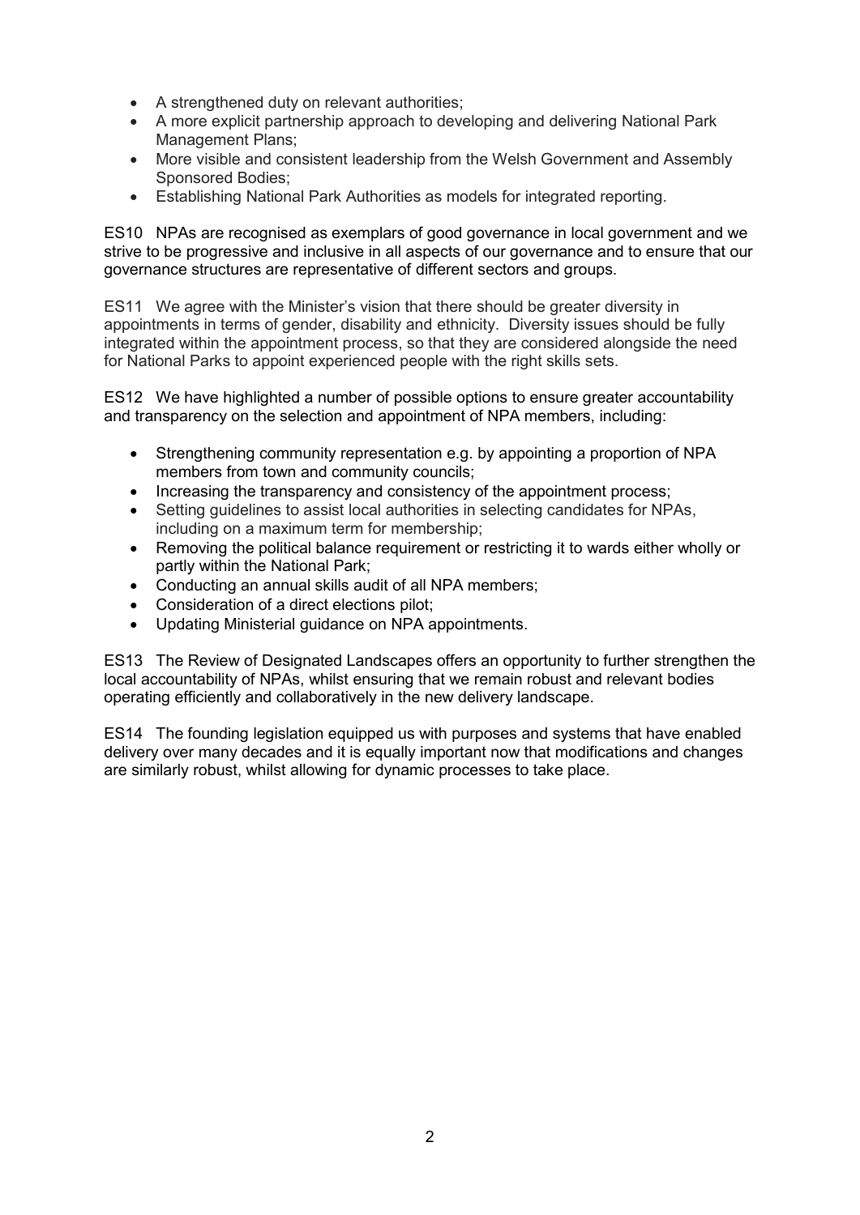- A strengthened duty on relevant authorities;
- A more explicit partnership approach to developing and delivering National Park Management Plans;
- More visible and consistent leadership from the Welsh Government and Assembly Sponsored Bodies;
- Establishing National Park Authorities as models for integrated reporting.

ES10 NPAs are recognised as exemplars of good governance in local government and we strive to be progressive and inclusive in all aspects of our governance and to ensure that our governance structures are representative of different sectors and groups.

ES11 We agree with the Minister's vision that there should be greater diversity in appointments in terms of gender, disability and ethnicity. Diversity issues should be fully integrated within the appointment process, so that they are considered alongside the need for National Parks to appoint experienced people with the right skills sets.

ES12 We have highlighted a number of possible options to ensure greater accountability and transparency on the selection and appointment of NPA members, including:

- Strengthening community representation e.g. by appointing a proportion of NPA members from town and community councils;
- Increasing the transparency and consistency of the appointment process;
- Setting guidelines to assist local authorities in selecting candidates for NPAs, including on a maximum term for membership;
- Removing the political balance requirement or restricting it to wards either wholly or partly within the National Park;
- Conducting an annual skills audit of all NPA members;
- Consideration of a direct elections pilot;
- Updating Ministerial guidance on NPA appointments.

ES13 The Review of Designated Landscapes offers an opportunity to further strengthen the local accountability of NPAs, whilst ensuring that we remain robust and relevant bodies operating efficiently and collaboratively in the new delivery landscape.

ES14 The founding legislation equipped us with purposes and systems that have enabled delivery over many decades and it is equally important now that modifications and changes are similarly robust, whilst allowing for dynamic processes to take place.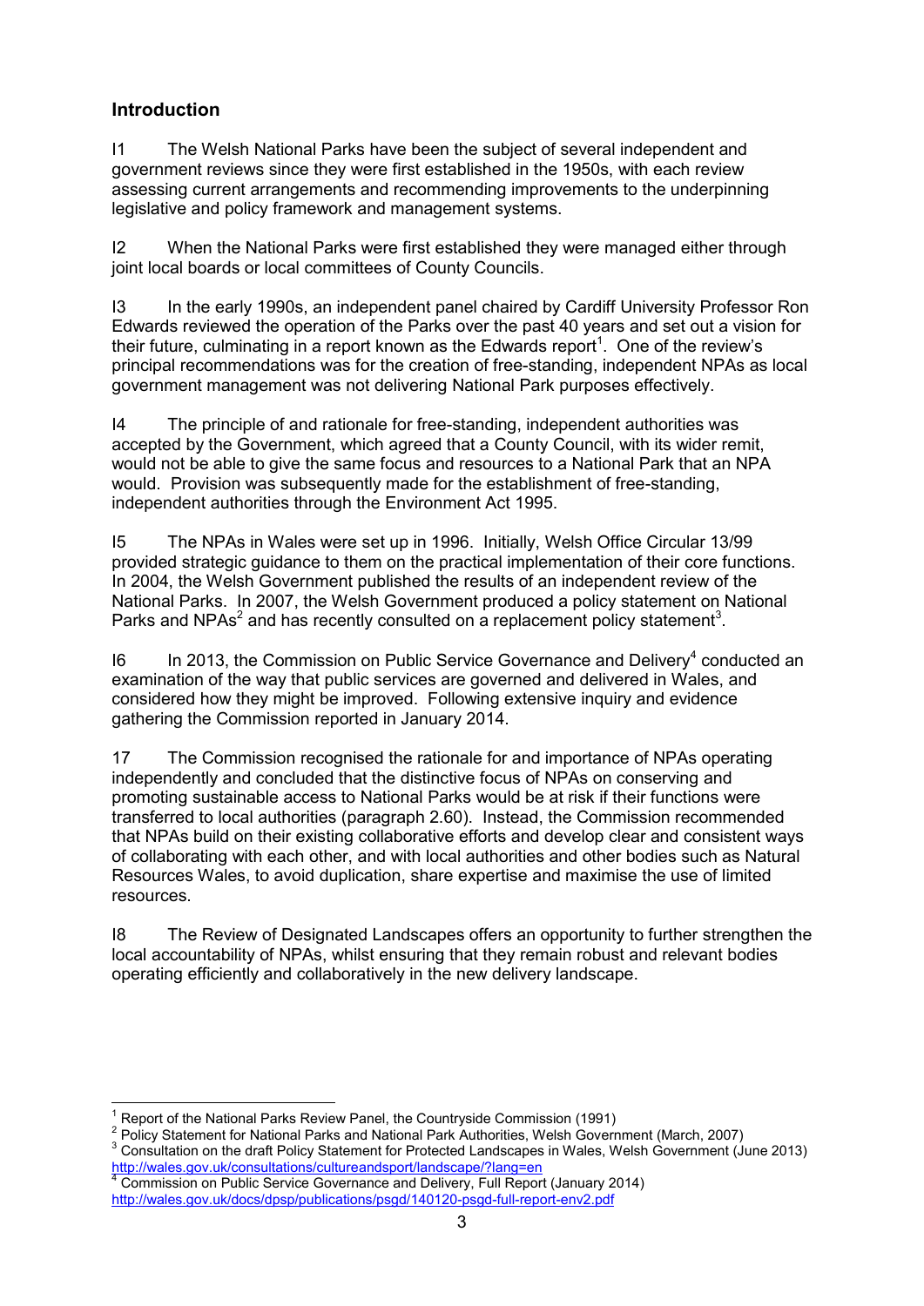## Introduction

I1 The Welsh National Parks have been the subject of several independent and government reviews since they were first established in the 1950s, with each review assessing current arrangements and recommending improvements to the underpinning legislative and policy framework and management systems.

I2 When the National Parks were first established they were managed either through joint local boards or local committees of County Councils.

I3 In the early 1990s, an independent panel chaired by Cardiff University Professor Ron Edwards reviewed the operation of the Parks over the past 40 years and set out a vision for their future, culminating in a report known as the Edwards report[1]. One of the review's principal recommendations was for the creation of free-standing, independent NPAs as local government management was not delivering National Park purposes effectively.

I4 The principle of and rationale for free-standing, independent authorities was accepted by the Government, which agreed that a County Council, with its wider remit, would not be able to give the same focus and resources to a National Park that an NPA would. Provision was subsequently made for the establishment of free-standing, independent authorities through the Environment Act 1995.

I5 The NPAs in Wales were set up in 1996. Initially, Welsh Office Circular 13/99 provided strategic guidance to them on the practical implementation of their core functions. In 2004, the Welsh Government published the results of an independent review of the National Parks. In 2007, the Welsh Government produced a policy statement on National Parks and NPAs[2] and has recently consulted on a replacement policy statement[3].

I6 In 2013, the Commission on Public Service Governance and Delivery[4] conducted an examination of the way that public services are governed and delivered in Wales, and considered how they might be improved. Following extensive inquiry and evidence gathering the Commission reported in January 2014.

17 The Commission recognised the rationale for and importance of NPAs operating independently and concluded that the distinctive focus of NPAs on conserving and promoting sustainable access to National Parks would be at risk if their functions were transferred to local authorities (paragraph 2.60). Instead, the Commission recommended that NPAs build on their existing collaborative efforts and develop clear and consistent ways of collaborating with each other, and with local authorities and other bodies such as Natural Resources Wales, to avoid duplication, share expertise and maximise the use of limited resources.

I8 The Review of Designated Landscapes offers an opportunity to further strengthen the local accountability of NPAs, whilst ensuring that they remain robust and relevant bodies operating efficiently and collaboratively in the new delivery landscape.

---

[1] Report of the National Parks Review Panel, the Countryside Commission (1991)

[2] Policy Statement for National Parks and National Park Authorities, Welsh Government (March, 2007)

[3] Consultation on the draft Policy Statement for Protected Landscapes in Wales, Welsh Government (June 2013) http://wales.gov.uk/consultations/cultureandsport/landscape/?lang=en

[4] Commission on Public Service Governance and Delivery, Full Report (January 2014) http://wales.gov.uk/docs/dpsp/publications/psgd/140120-psgd-full-report-env2.pdf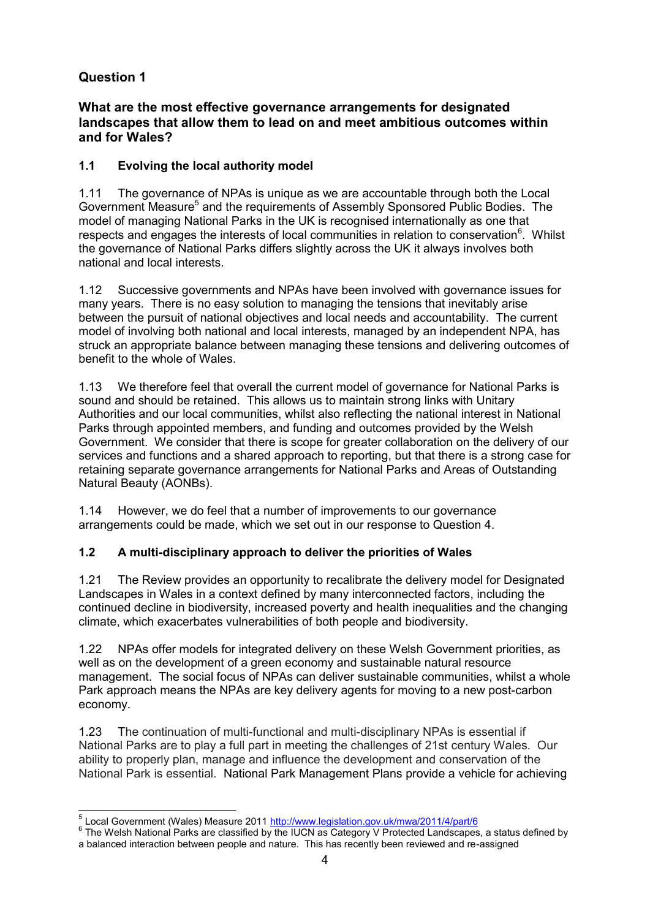## Question 1

### What are the most effective governance arrangements for designated landscapes that allow them to lead on and meet ambitious outcomes within and for Wales?

### 1.1 Evolving the local authority model

1.11 The governance of NPAs is unique as we are accountable through both the Local Government Measure[5] and the requirements of Assembly Sponsored Public Bodies. The model of managing National Parks in the UK is recognised internationally as one that respects and engages the interests of local communities in relation to conservation[6]. Whilst the governance of National Parks differs slightly across the UK it always involves both national and local interests.

1.12 Successive governments and NPAs have been involved with governance issues for many years. There is no easy solution to managing the tensions that inevitably arise between the pursuit of national objectives and local needs and accountability. The current model of involving both national and local interests, managed by an independent NPA, has struck an appropriate balance between managing these tensions and delivering outcomes of benefit to the whole of Wales.

1.13 We therefore feel that overall the current model of governance for National Parks is sound and should be retained. This allows us to maintain strong links with Unitary Authorities and our local communities, whilst also reflecting the national interest in National Parks through appointed members, and funding and outcomes provided by the Welsh Government. We consider that there is scope for greater collaboration on the delivery of our services and functions and a shared approach to reporting, but that there is a strong case for retaining separate governance arrangements for National Parks and Areas of Outstanding Natural Beauty (AONBs).

1.14 However, we do feel that a number of improvements to our governance arrangements could be made, which we set out in our response to Question 4.

### 1.2 A multi-disciplinary approach to deliver the priorities of Wales

1.21 The Review provides an opportunity to recalibrate the delivery model for Designated Landscapes in Wales in a context defined by many interconnected factors, including the continued decline in biodiversity, increased poverty and health inequalities and the changing climate, which exacerbates vulnerabilities of both people and biodiversity.

1.22 NPAs offer models for integrated delivery on these Welsh Government priorities, as well as on the development of a green economy and sustainable natural resource management. The social focus of NPAs can deliver sustainable communities, whilst a whole Park approach means the NPAs are key delivery agents for moving to a new post-carbon economy.

1.23 The continuation of multi-functional and multi-disciplinary NPAs is essential if National Parks are to play a full part in meeting the challenges of 21st century Wales. Our ability to properly plan, manage and influence the development and conservation of the National Park is essential. National Park Management Plans provide a vehicle for achieving

---

[5] Local Government (Wales) Measure 2011 http://www.legislation.gov.uk/mwa/2011/4/part/6

[6] The Welsh National Parks are classified by the IUCN as Category V Protected Landscapes, a status defined by a balanced interaction between people and nature. This has recently been reviewed and re-assigned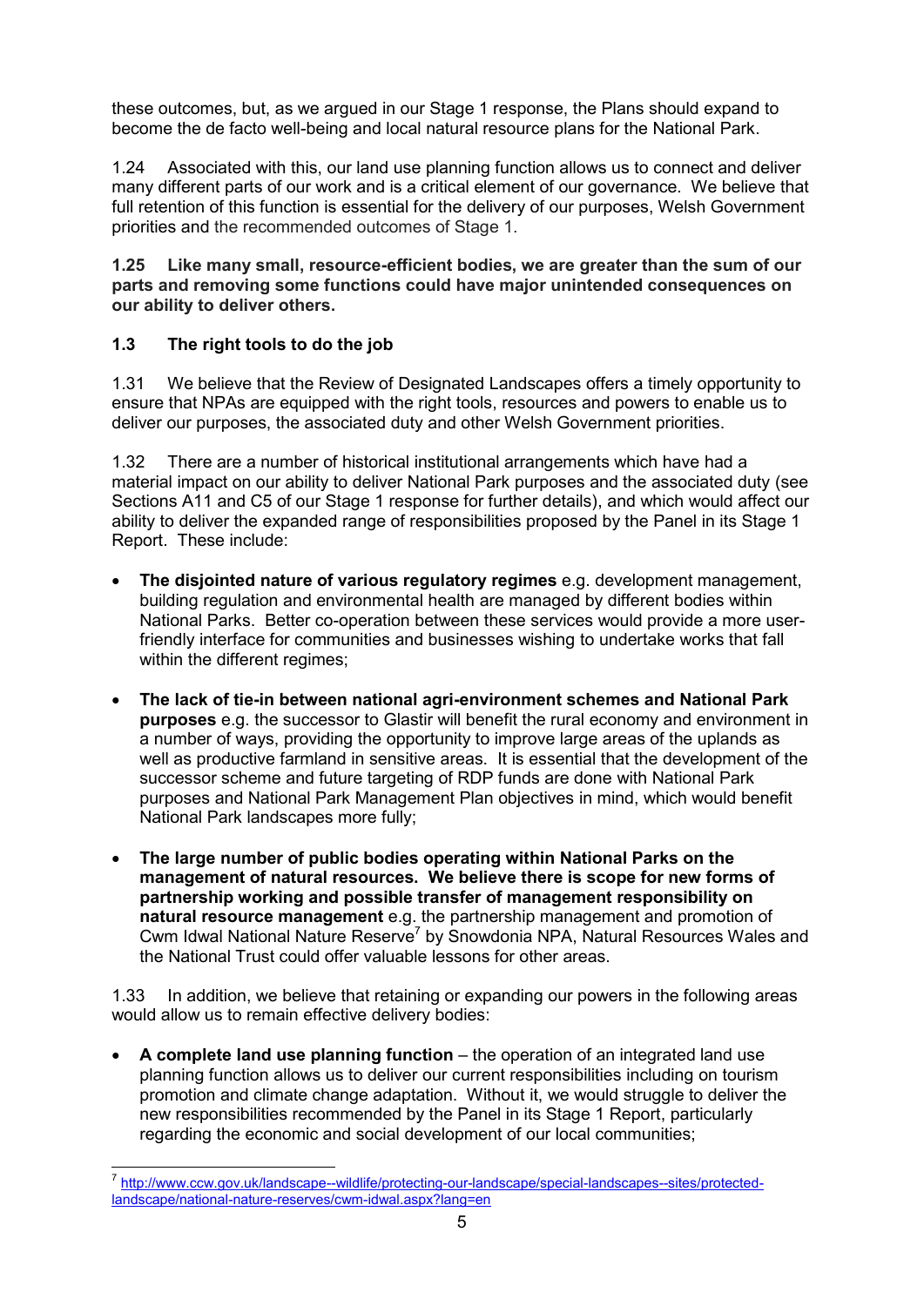these outcomes, but, as we argued in our Stage 1 response, the Plans should expand to become the de facto well-being and local natural resource plans for the National Park.

1.24 Associated with this, our land use planning function allows us to connect and deliver many different parts of our work and is a critical element of our governance. We believe that full retention of this function is essential for the delivery of our purposes, Welsh Government priorities and the recommended outcomes of Stage 1.

**1.25 Like many small, resource-efficient bodies, we are greater than the sum of our parts and removing some functions could have major unintended consequences on our ability to deliver others.**

### 1.3 The right tools to do the job

1.31 We believe that the Review of Designated Landscapes offers a timely opportunity to ensure that NPAs are equipped with the right tools, resources and powers to enable us to deliver our purposes, the associated duty and other Welsh Government priorities.

1.32 There are a number of historical institutional arrangements which have had a material impact on our ability to deliver National Park purposes and the associated duty (see Sections A11 and C5 of our Stage 1 response for further details), and which would affect our ability to deliver the expanded range of responsibilities proposed by the Panel in its Stage 1 Report. These include:

- **The disjointed nature of various regulatory regimes** e.g. development management, building regulation and environmental health are managed by different bodies within National Parks. Better co-operation between these services would provide a more user-friendly interface for communities and businesses wishing to undertake works that fall within the different regimes;

- **The lack of tie-in between national agri-environment schemes and National Park purposes** e.g. the successor to Glastir will benefit the rural economy and environment in a number of ways, providing the opportunity to improve large areas of the uplands as well as productive farmland in sensitive areas. It is essential that the development of the successor scheme and future targeting of RDP funds are done with National Park purposes and National Park Management Plan objectives in mind, which would benefit National Park landscapes more fully;

- **The large number of public bodies operating within National Parks on the management of natural resources. We believe there is scope for new forms of partnership working and possible transfer of management responsibility on natural resource management** e.g. the partnership management and promotion of Cwm Idwal National Nature Reserve[7] by Snowdonia NPA, Natural Resources Wales and the National Trust could offer valuable lessons for other areas.

1.33 In addition, we believe that retaining or expanding our powers in the following areas would allow us to remain effective delivery bodies:

- **A complete land use planning function** – the operation of an integrated land use planning function allows us to deliver our current responsibilities including on tourism promotion and climate change adaptation. Without it, we would struggle to deliver the new responsibilities recommended by the Panel in its Stage 1 Report, particularly regarding the economic and social development of our local communities;

---

[7] http://www.ccw.gov.uk/landscape--wildlife/protecting-our-landscape/special-landscapes--sites/protected-landscape/national-nature-reserves/cwm-idwal.aspx?lang=en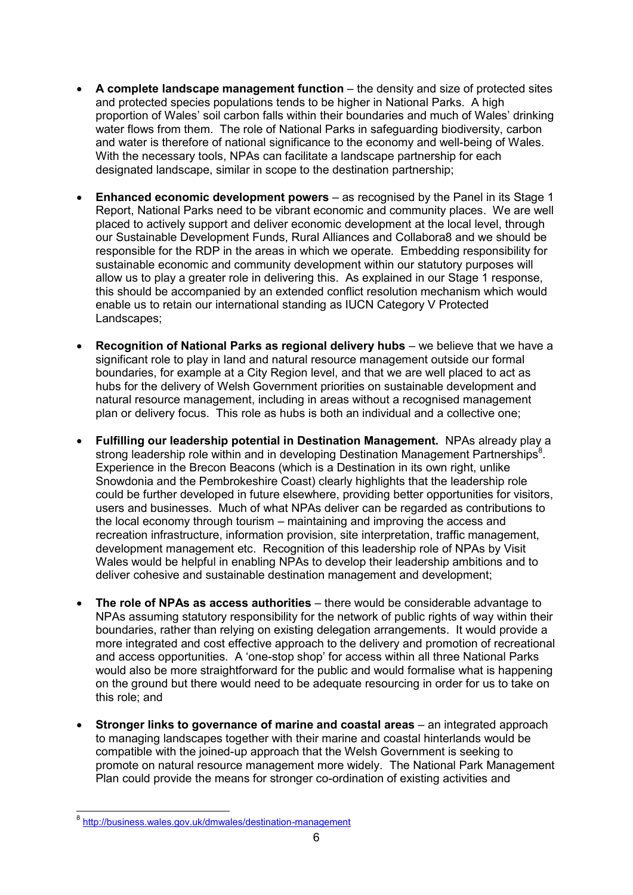- **A complete landscape management function** – the density and size of protected sites and protected species populations tends to be higher in National Parks. A high proportion of Wales' soil carbon falls within their boundaries and much of Wales' drinking water flows from them. The role of National Parks in safeguarding biodiversity, carbon and water is therefore of national significance to the economy and well-being of Wales. With the necessary tools, NPAs can facilitate a landscape partnership for each designated landscape, similar in scope to the destination partnership;

- **Enhanced economic development powers** – as recognised by the Panel in its Stage 1 Report, National Parks need to be vibrant economic and community places. We are well placed to actively support and deliver economic development at the local level, through our Sustainable Development Funds, Rural Alliances and Collabora8 and we should be responsible for the RDP in the areas in which we operate. Embedding responsibility for sustainable economic and community development within our statutory purposes will allow us to play a greater role in delivering this. As explained in our Stage 1 response, this should be accompanied by an extended conflict resolution mechanism which would enable us to retain our international standing as IUCN Category V Protected Landscapes;

- **Recognition of National Parks as regional delivery hubs** – we believe that we have a significant role to play in land and natural resource management outside our formal boundaries, for example at a City Region level, and that we are well placed to act as hubs for the delivery of Welsh Government priorities on sustainable development and natural resource management, including in areas without a recognised management plan or delivery focus. This role as hubs is both an individual and a collective one;

- **Fulfilling our leadership potential in Destination Management.** NPAs already play a strong leadership role within and in developing Destination Management Partnerships[8]. Experience in the Brecon Beacons (which is a Destination in its own right, unlike Snowdonia and the Pembrokeshire Coast) clearly highlights that the leadership role could be further developed in future elsewhere, providing better opportunities for visitors, users and businesses. Much of what NPAs deliver can be regarded as contributions to the local economy through tourism – maintaining and improving the access and recreation infrastructure, information provision, site interpretation, traffic management, development management etc. Recognition of this leadership role of NPAs by Visit Wales would be helpful in enabling NPAs to develop their leadership ambitions and to deliver cohesive and sustainable destination management and development;

- **The role of NPAs as access authorities** – there would be considerable advantage to NPAs assuming statutory responsibility for the network of public rights of way within their boundaries, rather than relying on existing delegation arrangements. It would provide a more integrated and cost effective approach to the delivery and promotion of recreational and access opportunities. A 'one-stop shop' for access within all three National Parks would also be more straightforward for the public and would formalise what is happening on the ground but there would need to be adequate resourcing in order for us to take on this role; and

- **Stronger links to governance of marine and coastal areas** – an integrated approach to managing landscapes together with their marine and coastal hinterlands would be compatible with the joined-up approach that the Welsh Government is seeking to promote on natural resource management more widely. The National Park Management Plan could provide the means for stronger co-ordination of existing activities and

---

[8] http://business.wales.gov.uk/dmwales/destination-management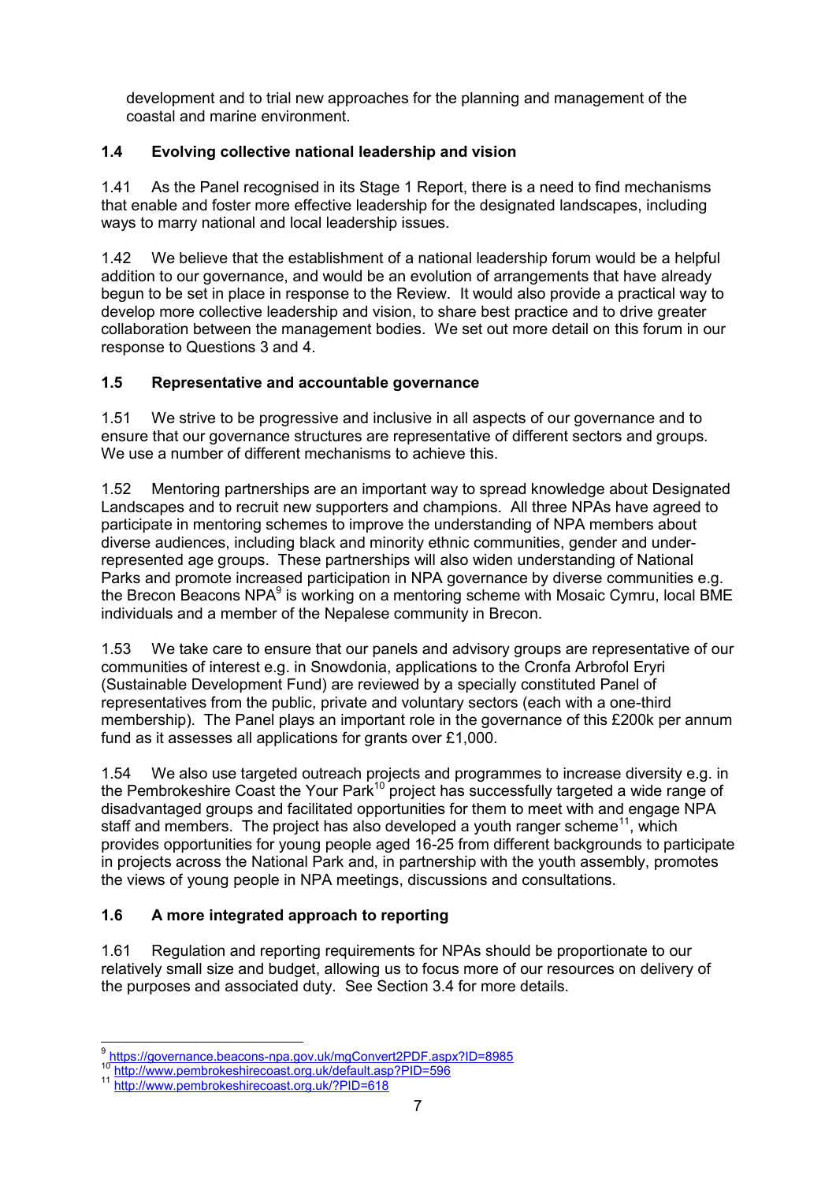development and to trial new approaches for the planning and management of the coastal and marine environment.

### 1.4 Evolving collective national leadership and vision

1.41 As the Panel recognised in its Stage 1 Report, there is a need to find mechanisms that enable and foster more effective leadership for the designated landscapes, including ways to marry national and local leadership issues.

1.42 We believe that the establishment of a national leadership forum would be a helpful addition to our governance, and would be an evolution of arrangements that have already begun to be set in place in response to the Review. It would also provide a practical way to develop more collective leadership and vision, to share best practice and to drive greater collaboration between the management bodies. We set out more detail on this forum in our response to Questions 3 and 4.

### 1.5 Representative and accountable governance

1.51 We strive to be progressive and inclusive in all aspects of our governance and to ensure that our governance structures are representative of different sectors and groups. We use a number of different mechanisms to achieve this.

1.52 Mentoring partnerships are an important way to spread knowledge about Designated Landscapes and to recruit new supporters and champions. All three NPAs have agreed to participate in mentoring schemes to improve the understanding of NPA members about diverse audiences, including black and minority ethnic communities, gender and under-represented age groups. These partnerships will also widen understanding of National Parks and promote increased participation in NPA governance by diverse communities e.g. the Brecon Beacons NPA[9] is working on a mentoring scheme with Mosaic Cymru, local BME individuals and a member of the Nepalese community in Brecon.

1.53 We take care to ensure that our panels and advisory groups are representative of our communities of interest e.g. in Snowdonia, applications to the Cronfa Arbrofol Eryri (Sustainable Development Fund) are reviewed by a specially constituted Panel of representatives from the public, private and voluntary sectors (each with a one-third membership). The Panel plays an important role in the governance of this £200k per annum fund as it assesses all applications for grants over £1,000.

1.54 We also use targeted outreach projects and programmes to increase diversity e.g. in the Pembrokeshire Coast the Your Park[10] project has successfully targeted a wide range of disadvantaged groups and facilitated opportunities for them to meet with and engage NPA staff and members. The project has also developed a youth ranger scheme[11], which provides opportunities for young people aged 16-25 from different backgrounds to participate in projects across the National Park and, in partnership with the youth assembly, promotes the views of young people in NPA meetings, discussions and consultations.

### 1.6 A more integrated approach to reporting

1.61 Regulation and reporting requirements for NPAs should be proportionate to our relatively small size and budget, allowing us to focus more of our resources on delivery of the purposes and associated duty. See Section 3.4 for more details.

---

[9] https://governance.beacons-npa.gov.uk/mgConvert2PDF.aspx?ID=8985

[10] http://www.pembrokeshirecoast.org.uk/default.asp?PID=596

[11] http://www.pembrokeshirecoast.org.uk/?PID=618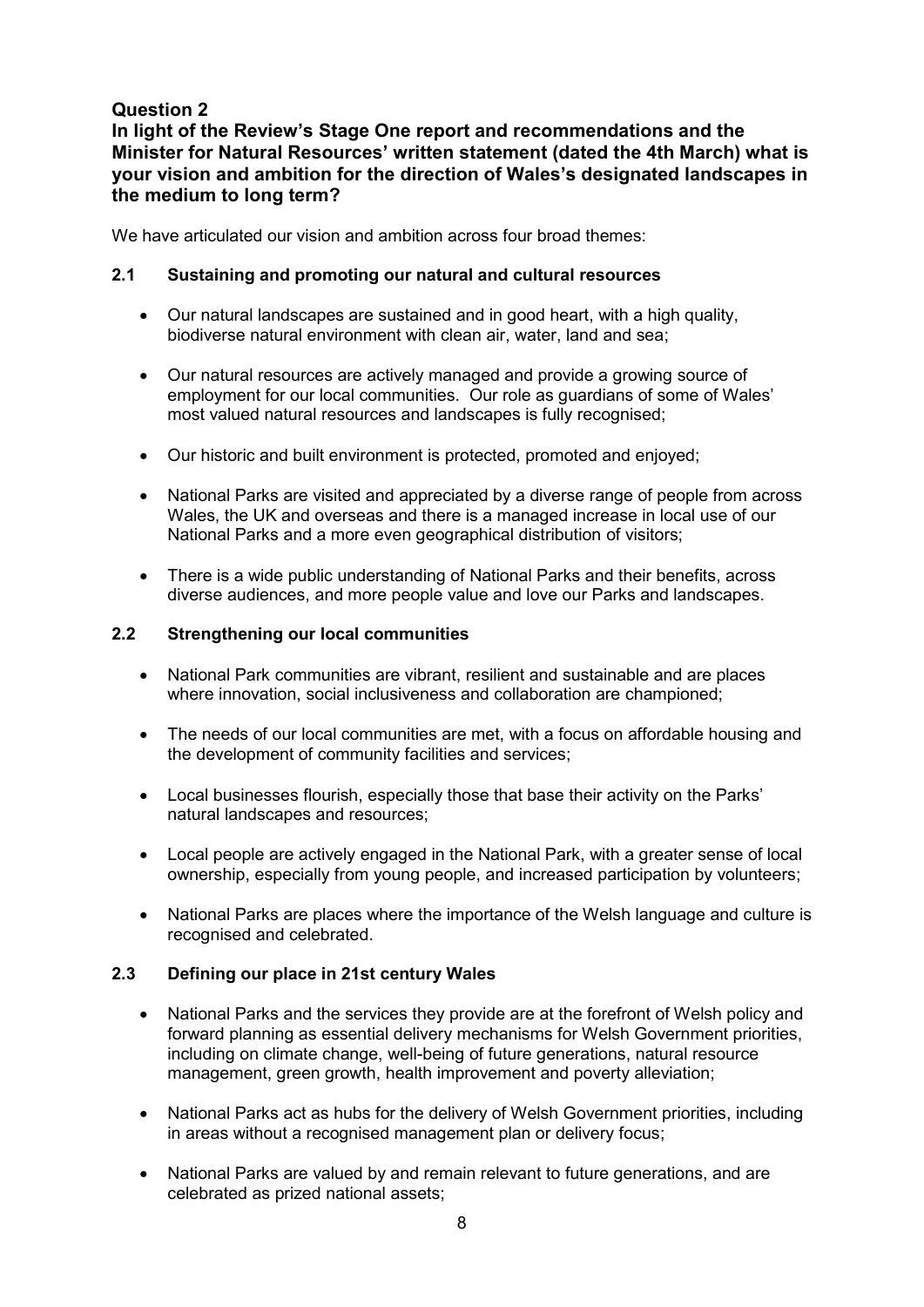## Question 2

**In light of the Review's Stage One report and recommendations and the Minister for Natural Resources' written statement (dated the 4th March) what is your vision and ambition for the direction of Wales's designated landscapes in the medium to long term?**

We have articulated our vision and ambition across four broad themes:

### 2.1 Sustaining and promoting our natural and cultural resources

- Our natural landscapes are sustained and in good heart, with a high quality, biodiverse natural environment with clean air, water, land and sea;
- Our natural resources are actively managed and provide a growing source of employment for our local communities. Our role as guardians of some of Wales' most valued natural resources and landscapes is fully recognised;
- Our historic and built environment is protected, promoted and enjoyed;
- National Parks are visited and appreciated by a diverse range of people from across Wales, the UK and overseas and there is a managed increase in local use of our National Parks and a more even geographical distribution of visitors;
- There is a wide public understanding of National Parks and their benefits, across diverse audiences, and more people value and love our Parks and landscapes.

### 2.2 Strengthening our local communities

- National Park communities are vibrant, resilient and sustainable and are places where innovation, social inclusiveness and collaboration are championed;
- The needs of our local communities are met, with a focus on affordable housing and the development of community facilities and services;
- Local businesses flourish, especially those that base their activity on the Parks' natural landscapes and resources;
- Local people are actively engaged in the National Park, with a greater sense of local ownership, especially from young people, and increased participation by volunteers;
- National Parks are places where the importance of the Welsh language and culture is recognised and celebrated.

### 2.3 Defining our place in 21st century Wales

- National Parks and the services they provide are at the forefront of Welsh policy and forward planning as essential delivery mechanisms for Welsh Government priorities, including on climate change, well-being of future generations, natural resource management, green growth, health improvement and poverty alleviation;
- National Parks act as hubs for the delivery of Welsh Government priorities, including in areas without a recognised management plan or delivery focus;
- National Parks are valued by and remain relevant to future generations, and are celebrated as prized national assets;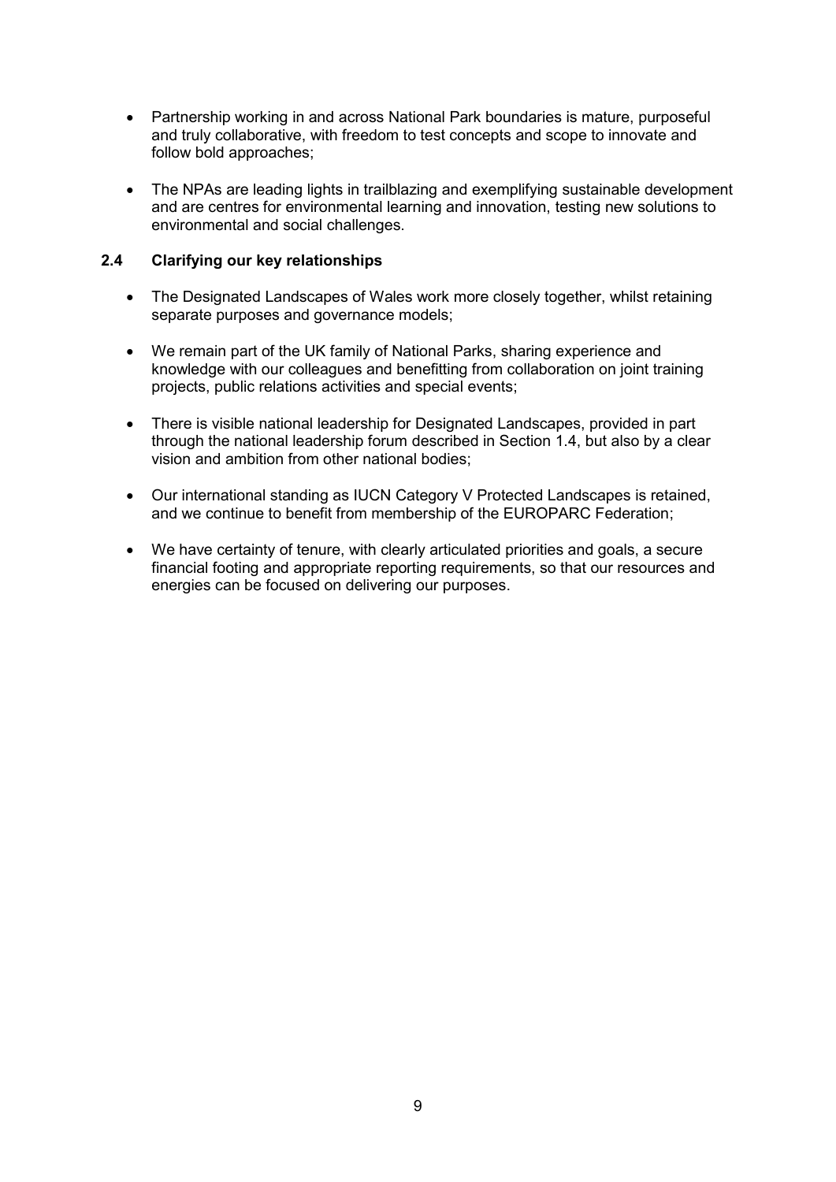- Partnership working in and across National Park boundaries is mature, purposeful and truly collaborative, with freedom to test concepts and scope to innovate and follow bold approaches;

- The NPAs are leading lights in trailblazing and exemplifying sustainable development and are centres for environmental learning and innovation, testing new solutions to environmental and social challenges.

### 2.4 Clarifying our key relationships

- The Designated Landscapes of Wales work more closely together, whilst retaining separate purposes and governance models;

- We remain part of the UK family of National Parks, sharing experience and knowledge with our colleagues and benefitting from collaboration on joint training projects, public relations activities and special events;

- There is visible national leadership for Designated Landscapes, provided in part through the national leadership forum described in Section 1.4, but also by a clear vision and ambition from other national bodies;

- Our international standing as IUCN Category V Protected Landscapes is retained, and we continue to benefit from membership of the EUROPARC Federation;

- We have certainty of tenure, with clearly articulated priorities and goals, a secure financial footing and appropriate reporting requirements, so that our resources and energies can be focused on delivering our purposes.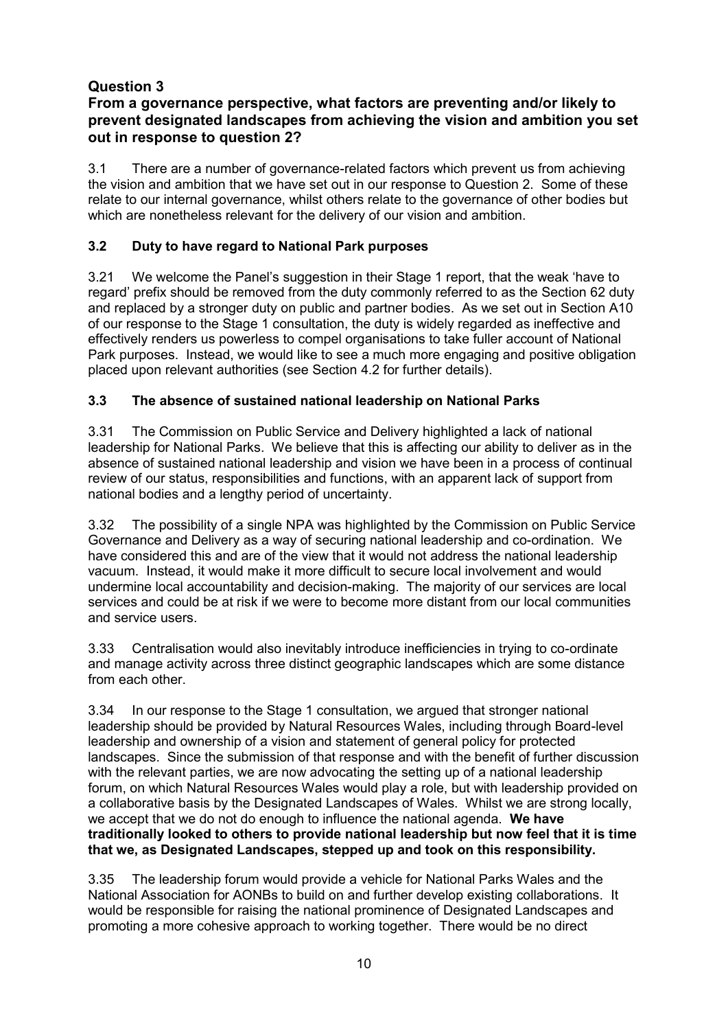## Question 3

### From a governance perspective, what factors are preventing and/or likely to prevent designated landscapes from achieving the vision and ambition you set out in response to question 2?

3.1 There are a number of governance-related factors which prevent us from achieving the vision and ambition that we have set out in our response to Question 2. Some of these relate to our internal governance, whilst others relate to the governance of other bodies but which are nonetheless relevant for the delivery of our vision and ambition.

### 3.2 Duty to have regard to National Park purposes

3.21 We welcome the Panel's suggestion in their Stage 1 report, that the weak 'have to regard' prefix should be removed from the duty commonly referred to as the Section 62 duty and replaced by a stronger duty on public and partner bodies. As we set out in Section A10 of our response to the Stage 1 consultation, the duty is widely regarded as ineffective and effectively renders us powerless to compel organisations to take fuller account of National Park purposes. Instead, we would like to see a much more engaging and positive obligation placed upon relevant authorities (see Section 4.2 for further details).

### 3.3 The absence of sustained national leadership on National Parks

3.31 The Commission on Public Service and Delivery highlighted a lack of national leadership for National Parks. We believe that this is affecting our ability to deliver as in the absence of sustained national leadership and vision we have been in a process of continual review of our status, responsibilities and functions, with an apparent lack of support from national bodies and a lengthy period of uncertainty.

3.32 The possibility of a single NPA was highlighted by the Commission on Public Service Governance and Delivery as a way of securing national leadership and co-ordination. We have considered this and are of the view that it would not address the national leadership vacuum. Instead, it would make it more difficult to secure local involvement and would undermine local accountability and decision-making. The majority of our services are local services and could be at risk if we were to become more distant from our local communities and service users.

3.33 Centralisation would also inevitably introduce inefficiencies in trying to co-ordinate and manage activity across three distinct geographic landscapes which are some distance from each other.

3.34 In our response to the Stage 1 consultation, we argued that stronger national leadership should be provided by Natural Resources Wales, including through Board-level leadership and ownership of a vision and statement of general policy for protected landscapes. Since the submission of that response and with the benefit of further discussion with the relevant parties, we are now advocating the setting up of a national leadership forum, on which Natural Resources Wales would play a role, but with leadership provided on a collaborative basis by the Designated Landscapes of Wales. Whilst we are strong locally, we accept that we do not do enough to influence the national agenda. **We have traditionally looked to others to provide national leadership but now feel that it is time that we, as Designated Landscapes, stepped up and took on this responsibility.**

3.35 The leadership forum would provide a vehicle for National Parks Wales and the National Association for AONBs to build on and further develop existing collaborations. It would be responsible for raising the national prominence of Designated Landscapes and promoting a more cohesive approach to working together. There would be no direct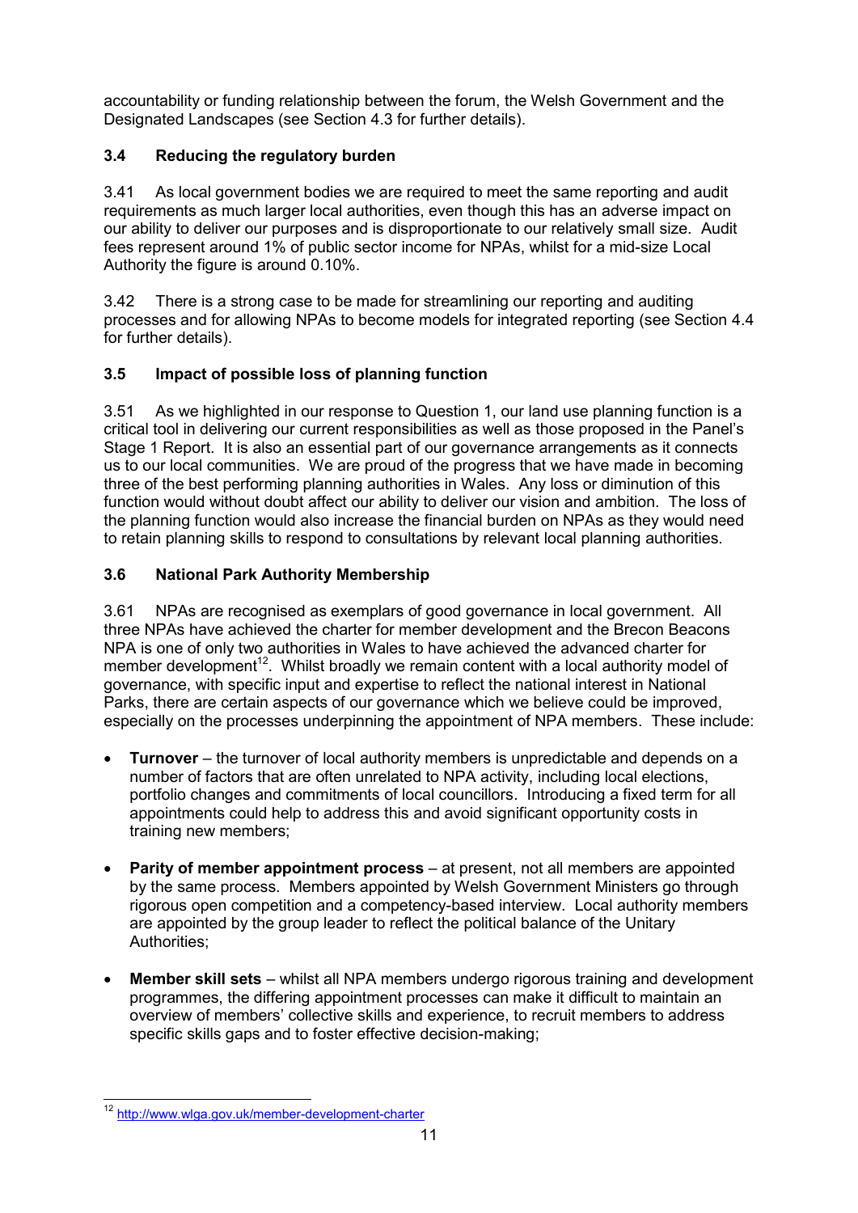accountability or funding relationship between the forum, the Welsh Government and the Designated Landscapes (see Section 4.3 for further details).

### 3.4 Reducing the regulatory burden

3.41 As local government bodies we are required to meet the same reporting and audit requirements as much larger local authorities, even though this has an adverse impact on our ability to deliver our purposes and is disproportionate to our relatively small size. Audit fees represent around 1% of public sector income for NPAs, whilst for a mid-size Local Authority the figure is around 0.10%.

3.42 There is a strong case to be made for streamlining our reporting and auditing processes and for allowing NPAs to become models for integrated reporting (see Section 4.4 for further details).

### 3.5 Impact of possible loss of planning function

3.51 As we highlighted in our response to Question 1, our land use planning function is a critical tool in delivering our current responsibilities as well as those proposed in the Panel's Stage 1 Report. It is also an essential part of our governance arrangements as it connects us to our local communities. We are proud of the progress that we have made in becoming three of the best performing planning authorities in Wales. Any loss or diminution of this function would without doubt affect our ability to deliver our vision and ambition. The loss of the planning function would also increase the financial burden on NPAs as they would need to retain planning skills to respond to consultations by relevant local planning authorities.

### 3.6 National Park Authority Membership

3.61 NPAs are recognised as exemplars of good governance in local government. All three NPAs have achieved the charter for member development and the Brecon Beacons NPA is one of only two authorities in Wales to have achieved the advanced charter for member development[12]. Whilst broadly we remain content with a local authority model of governance, with specific input and expertise to reflect the national interest in National Parks, there are certain aspects of our governance which we believe could be improved, especially on the processes underpinning the appointment of NPA members. These include:

- **Turnover** – the turnover of local authority members is unpredictable and depends on a number of factors that are often unrelated to NPA activity, including local elections, portfolio changes and commitments of local councillors. Introducing a fixed term for all appointments could help to address this and avoid significant opportunity costs in training new members;

- **Parity of member appointment process** – at present, not all members are appointed by the same process. Members appointed by Welsh Government Ministers go through rigorous open competition and a competency-based interview. Local authority members are appointed by the group leader to reflect the political balance of the Unitary Authorities;

- **Member skill sets** – whilst all NPA members undergo rigorous training and development programmes, the differing appointment processes can make it difficult to maintain an overview of members' collective skills and experience, to recruit members to address specific skills gaps and to foster effective decision-making;

---

[12] http://www.wlga.gov.uk/member-development-charter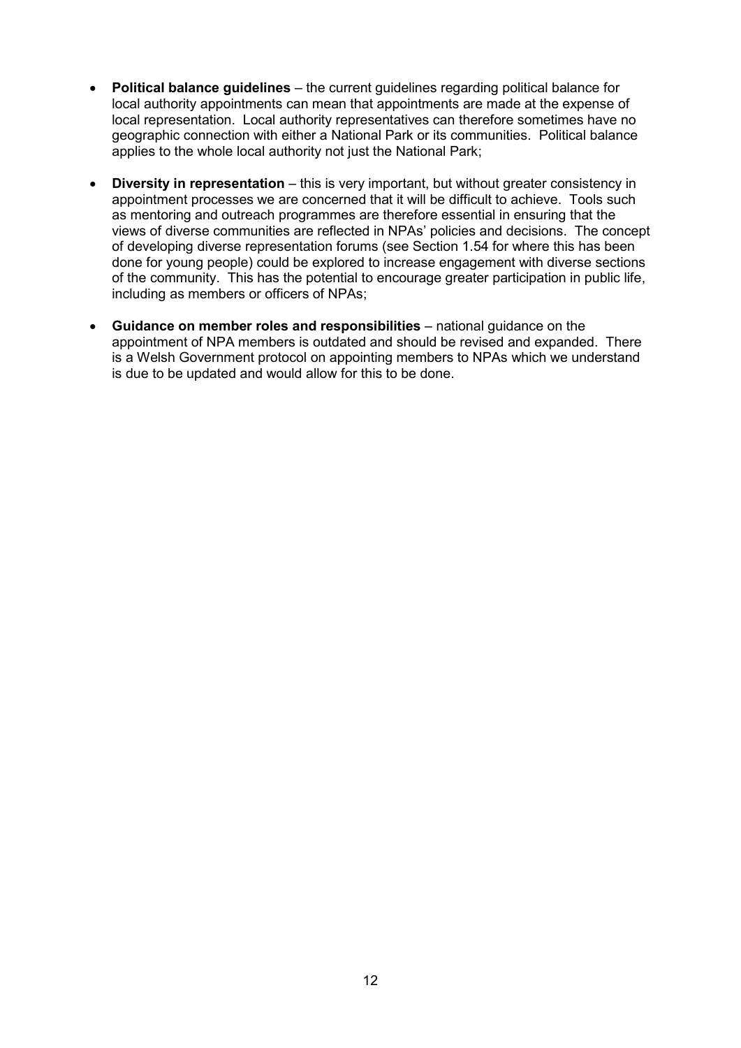- **Political balance guidelines** – the current guidelines regarding political balance for local authority appointments can mean that appointments are made at the expense of local representation. Local authority representatives can therefore sometimes have no geographic connection with either a National Park or its communities. Political balance applies to the whole local authority not just the National Park;

- **Diversity in representation** – this is very important, but without greater consistency in appointment processes we are concerned that it will be difficult to achieve. Tools such as mentoring and outreach programmes are therefore essential in ensuring that the views of diverse communities are reflected in NPAs' policies and decisions. The concept of developing diverse representation forums (see Section 1.54 for where this has been done for young people) could be explored to increase engagement with diverse sections of the community. This has the potential to encourage greater participation in public life, including as members or officers of NPAs;

- **Guidance on member roles and responsibilities** – national guidance on the appointment of NPA members is outdated and should be revised and expanded. There is a Welsh Government protocol on appointing members to NPAs which we understand is due to be updated and would allow for this to be done.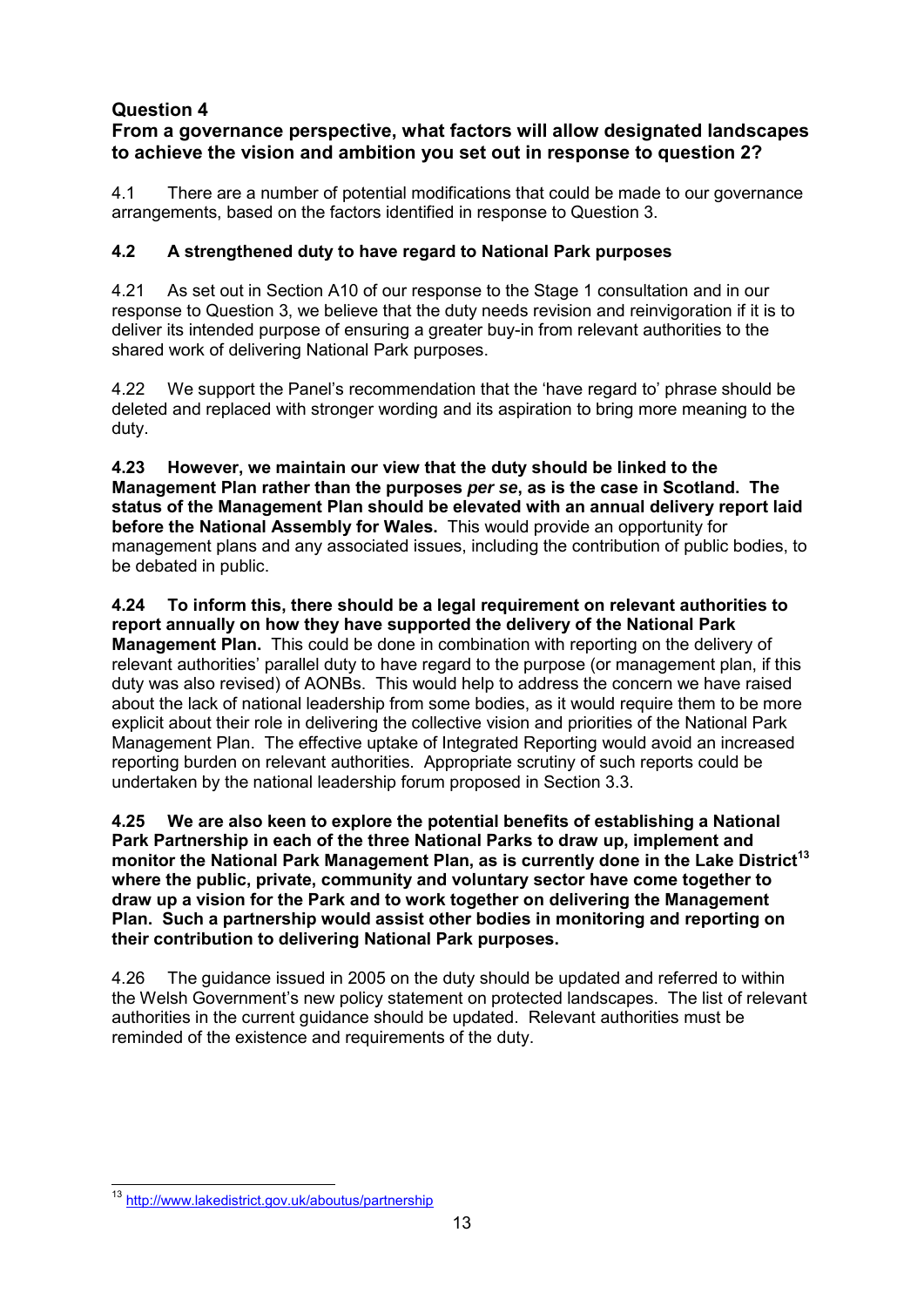## Question 4

### From a governance perspective, what factors will allow designated landscapes to achieve the vision and ambition you set out in response to question 2?

4.1 There are a number of potential modifications that could be made to our governance arrangements, based on the factors identified in response to Question 3.

### 4.2 A strengthened duty to have regard to National Park purposes

4.21 As set out in Section A10 of our response to the Stage 1 consultation and in our response to Question 3, we believe that the duty needs revision and reinvigoration if it is to deliver its intended purpose of ensuring a greater buy-in from relevant authorities to the shared work of delivering National Park purposes.

4.22 We support the Panel's recommendation that the 'have regard to' phrase should be deleted and replaced with stronger wording and its aspiration to bring more meaning to the duty.

**4.23 However, we maintain our view that the duty should be linked to the Management Plan rather than the purposes *per se*, as is the case in Scotland. The status of the Management Plan should be elevated with an annual delivery report laid before the National Assembly for Wales.** This would provide an opportunity for management plans and any associated issues, including the contribution of public bodies, to be debated in public.

**4.24 To inform this, there should be a legal requirement on relevant authorities to report annually on how they have supported the delivery of the National Park Management Plan.** This could be done in combination with reporting on the delivery of relevant authorities' parallel duty to have regard to the purpose (or management plan, if this duty was also revised) of AONBs. This would help to address the concern we have raised about the lack of national leadership from some bodies, as it would require them to be more explicit about their role in delivering the collective vision and priorities of the National Park Management Plan. The effective uptake of Integrated Reporting would avoid an increased reporting burden on relevant authorities. Appropriate scrutiny of such reports could be undertaken by the national leadership forum proposed in Section 3.3.

**4.25 We are also keen to explore the potential benefits of establishing a National Park Partnership in each of the three National Parks to draw up, implement and monitor the National Park Management Plan, as is currently done in the Lake District[13] where the public, private, community and voluntary sector have come together to draw up a vision for the Park and to work together on delivering the Management Plan. Such a partnership would assist other bodies in monitoring and reporting on their contribution to delivering National Park purposes.**

4.26 The guidance issued in 2005 on the duty should be updated and referred to within the Welsh Government's new policy statement on protected landscapes. The list of relevant authorities in the current guidance should be updated. Relevant authorities must be reminded of the existence and requirements of the duty.

---

[13] http://www.lakedistrict.gov.uk/aboutus/partnership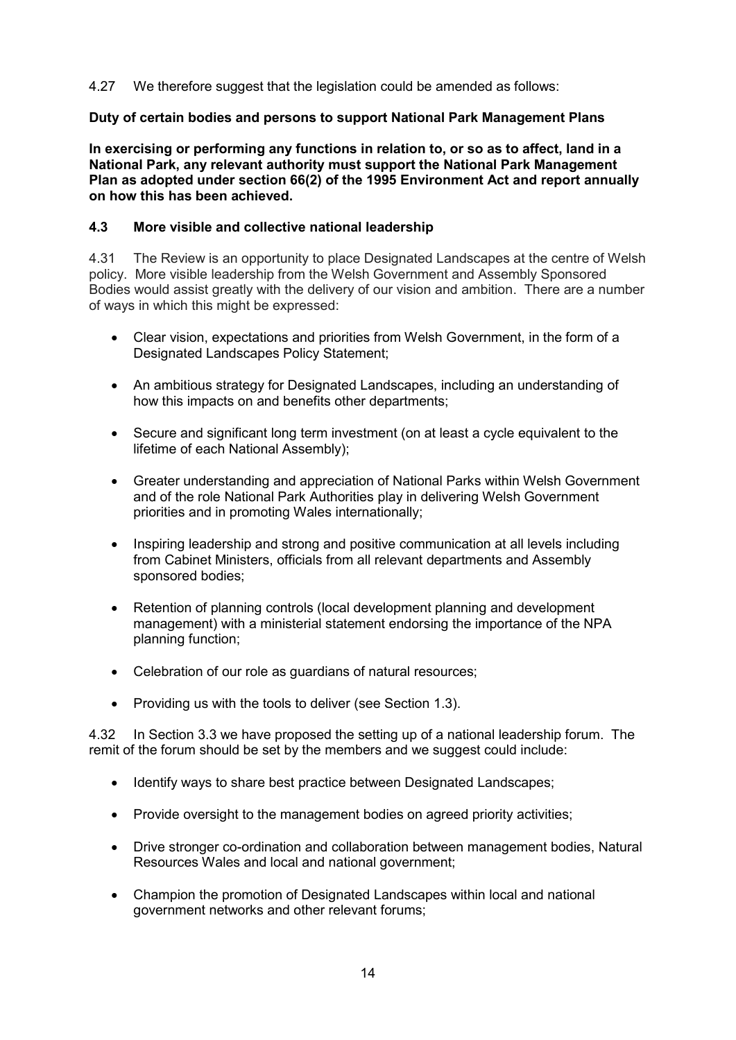4.27 We therefore suggest that the legislation could be amended as follows:

**Duty of certain bodies and persons to support National Park Management Plans**

**In exercising or performing any functions in relation to, or so as to affect, land in a National Park, any relevant authority must support the National Park Management Plan as adopted under section 66(2) of the 1995 Environment Act and report annually on how this has been achieved.**

### 4.3 More visible and collective national leadership

4.31 The Review is an opportunity to place Designated Landscapes at the centre of Welsh policy. More visible leadership from the Welsh Government and Assembly Sponsored Bodies would assist greatly with the delivery of our vision and ambition. There are a number of ways in which this might be expressed:

- Clear vision, expectations and priorities from Welsh Government, in the form of a Designated Landscapes Policy Statement;
- An ambitious strategy for Designated Landscapes, including an understanding of how this impacts on and benefits other departments;
- Secure and significant long term investment (on at least a cycle equivalent to the lifetime of each National Assembly);
- Greater understanding and appreciation of National Parks within Welsh Government and of the role National Park Authorities play in delivering Welsh Government priorities and in promoting Wales internationally;
- Inspiring leadership and strong and positive communication at all levels including from Cabinet Ministers, officials from all relevant departments and Assembly sponsored bodies;
- Retention of planning controls (local development planning and development management) with a ministerial statement endorsing the importance of the NPA planning function;
- Celebration of our role as guardians of natural resources;
- Providing us with the tools to deliver (see Section 1.3).

4.32 In Section 3.3 we have proposed the setting up of a national leadership forum. The remit of the forum should be set by the members and we suggest could include:

- Identify ways to share best practice between Designated Landscapes;
- Provide oversight to the management bodies on agreed priority activities;
- Drive stronger co-ordination and collaboration between management bodies, Natural Resources Wales and local and national government;
- Champion the promotion of Designated Landscapes within local and national government networks and other relevant forums;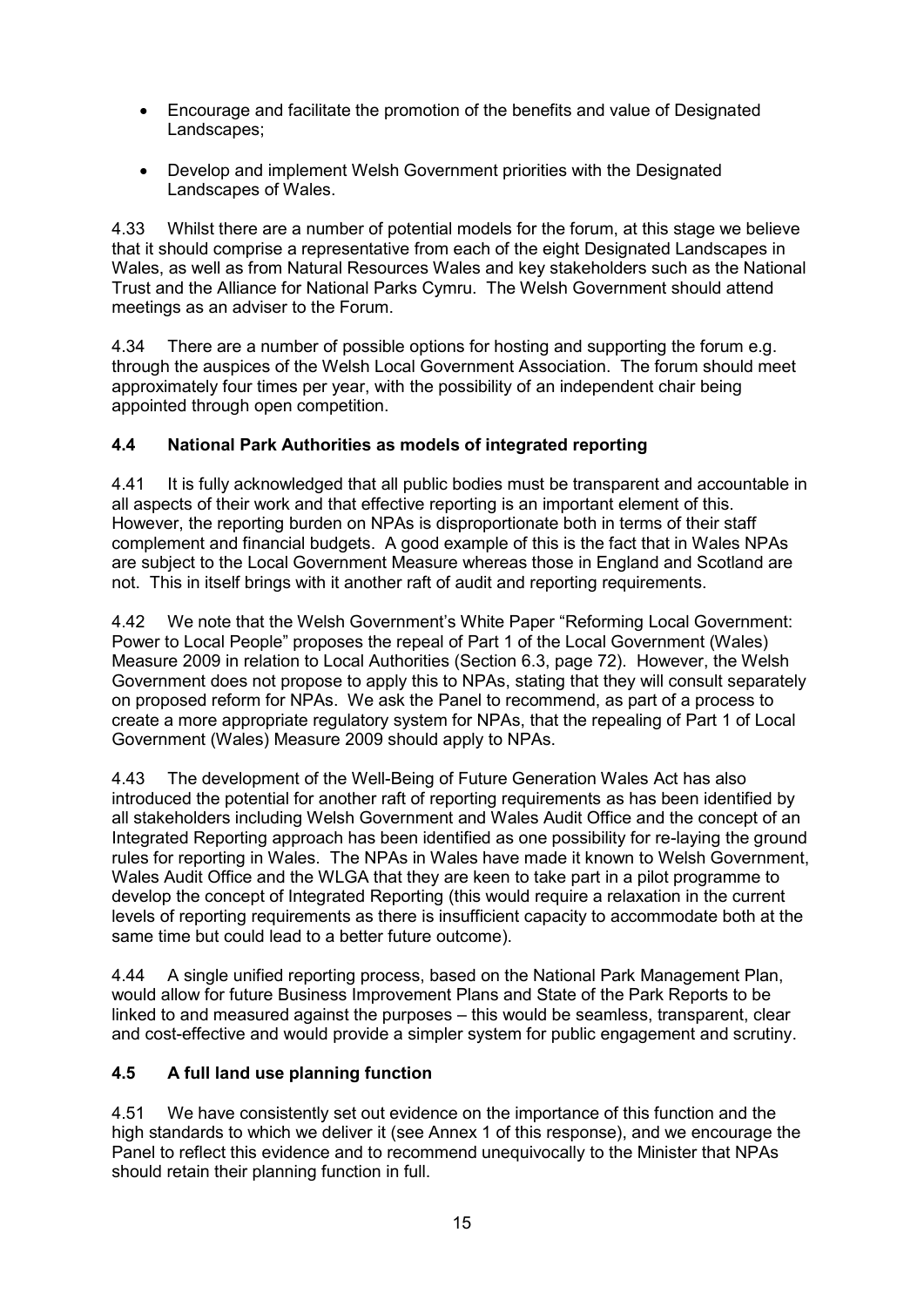- Encourage and facilitate the promotion of the benefits and value of Designated Landscapes;
- Develop and implement Welsh Government priorities with the Designated Landscapes of Wales.

4.33 Whilst there are a number of potential models for the forum, at this stage we believe that it should comprise a representative from each of the eight Designated Landscapes in Wales, as well as from Natural Resources Wales and key stakeholders such as the National Trust and the Alliance for National Parks Cymru. The Welsh Government should attend meetings as an adviser to the Forum.

4.34 There are a number of possible options for hosting and supporting the forum e.g. through the auspices of the Welsh Local Government Association. The forum should meet approximately four times per year, with the possibility of an independent chair being appointed through open competition.

### 4.4 National Park Authorities as models of integrated reporting

4.41 It is fully acknowledged that all public bodies must be transparent and accountable in all aspects of their work and that effective reporting is an important element of this. However, the reporting burden on NPAs is disproportionate both in terms of their staff complement and financial budgets. A good example of this is the fact that in Wales NPAs are subject to the Local Government Measure whereas those in England and Scotland are not. This in itself brings with it another raft of audit and reporting requirements.

4.42 We note that the Welsh Government's White Paper "Reforming Local Government: Power to Local People" proposes the repeal of Part 1 of the Local Government (Wales) Measure 2009 in relation to Local Authorities (Section 6.3, page 72). However, the Welsh Government does not propose to apply this to NPAs, stating that they will consult separately on proposed reform for NPAs. We ask the Panel to recommend, as part of a process to create a more appropriate regulatory system for NPAs, that the repealing of Part 1 of Local Government (Wales) Measure 2009 should apply to NPAs.

4.43 The development of the Well-Being of Future Generation Wales Act has also introduced the potential for another raft of reporting requirements as has been identified by all stakeholders including Welsh Government and Wales Audit Office and the concept of an Integrated Reporting approach has been identified as one possibility for re-laying the ground rules for reporting in Wales. The NPAs in Wales have made it known to Welsh Government, Wales Audit Office and the WLGA that they are keen to take part in a pilot programme to develop the concept of Integrated Reporting (this would require a relaxation in the current levels of reporting requirements as there is insufficient capacity to accommodate both at the same time but could lead to a better future outcome).

4.44 A single unified reporting process, based on the National Park Management Plan, would allow for future Business Improvement Plans and State of the Park Reports to be linked to and measured against the purposes – this would be seamless, transparent, clear and cost-effective and would provide a simpler system for public engagement and scrutiny.

### 4.5 A full land use planning function

4.51 We have consistently set out evidence on the importance of this function and the high standards to which we deliver it (see Annex 1 of this response), and we encourage the Panel to reflect this evidence and to recommend unequivocally to the Minister that NPAs should retain their planning function in full.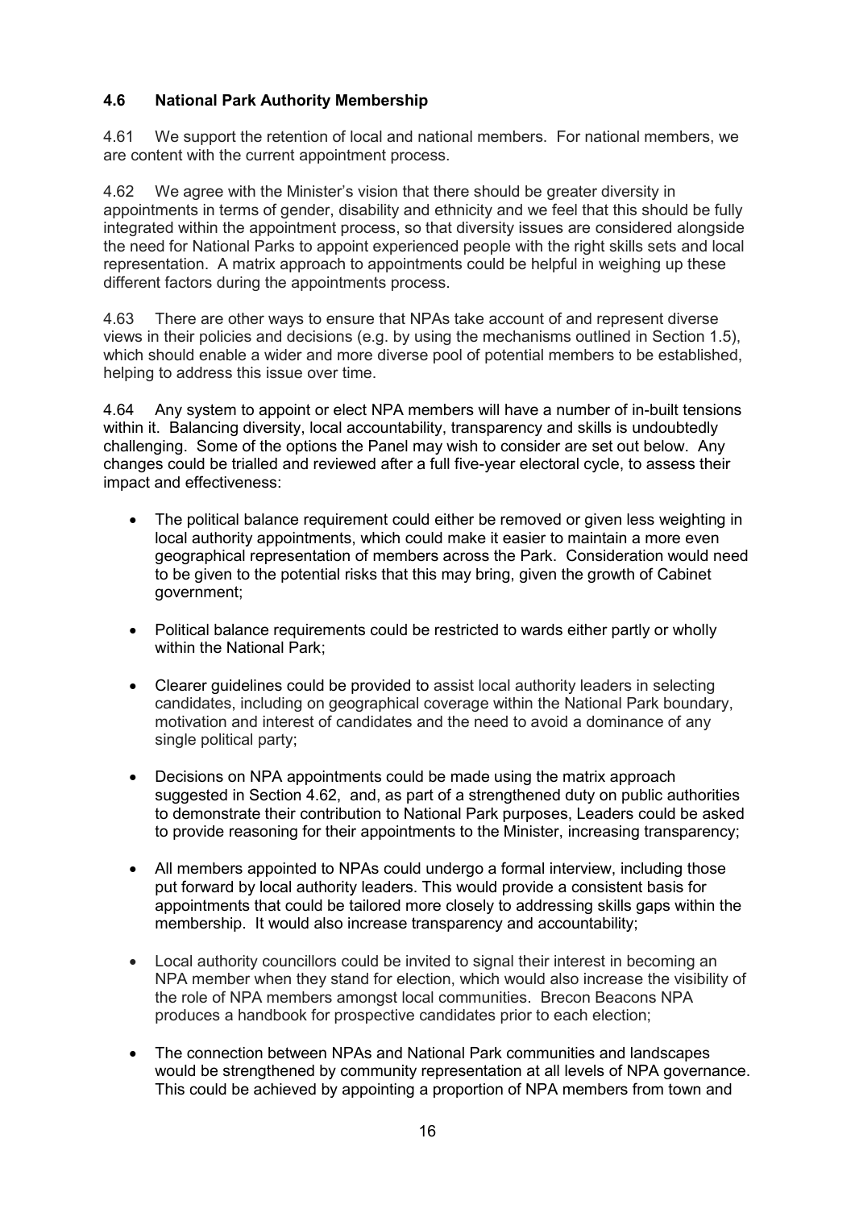### 4.6 National Park Authority Membership

4.61 We support the retention of local and national members. For national members, we are content with the current appointment process.

4.62 We agree with the Minister's vision that there should be greater diversity in appointments in terms of gender, disability and ethnicity and we feel that this should be fully integrated within the appointment process, so that diversity issues are considered alongside the need for National Parks to appoint experienced people with the right skills sets and local representation. A matrix approach to appointments could be helpful in weighing up these different factors during the appointments process.

4.63 There are other ways to ensure that NPAs take account of and represent diverse views in their policies and decisions (e.g. by using the mechanisms outlined in Section 1.5), which should enable a wider and more diverse pool of potential members to be established, helping to address this issue over time.

4.64 Any system to appoint or elect NPA members will have a number of in-built tensions within it. Balancing diversity, local accountability, transparency and skills is undoubtedly challenging. Some of the options the Panel may wish to consider are set out below. Any changes could be trialled and reviewed after a full five-year electoral cycle, to assess their impact and effectiveness:

- The political balance requirement could either be removed or given less weighting in local authority appointments, which could make it easier to maintain a more even geographical representation of members across the Park. Consideration would need to be given to the potential risks that this may bring, given the growth of Cabinet government;
- Political balance requirements could be restricted to wards either partly or wholly within the National Park;
- Clearer guidelines could be provided to assist local authority leaders in selecting candidates, including on geographical coverage within the National Park boundary, motivation and interest of candidates and the need to avoid a dominance of any single political party;
- Decisions on NPA appointments could be made using the matrix approach suggested in Section 4.62, and, as part of a strengthened duty on public authorities to demonstrate their contribution to National Park purposes, Leaders could be asked to provide reasoning for their appointments to the Minister, increasing transparency;
- All members appointed to NPAs could undergo a formal interview, including those put forward by local authority leaders. This would provide a consistent basis for appointments that could be tailored more closely to addressing skills gaps within the membership. It would also increase transparency and accountability;
- Local authority councillors could be invited to signal their interest in becoming an NPA member when they stand for election, which would also increase the visibility of the role of NPA members amongst local communities. Brecon Beacons NPA produces a handbook for prospective candidates prior to each election;
- The connection between NPAs and National Park communities and landscapes would be strengthened by community representation at all levels of NPA governance. This could be achieved by appointing a proportion of NPA members from town and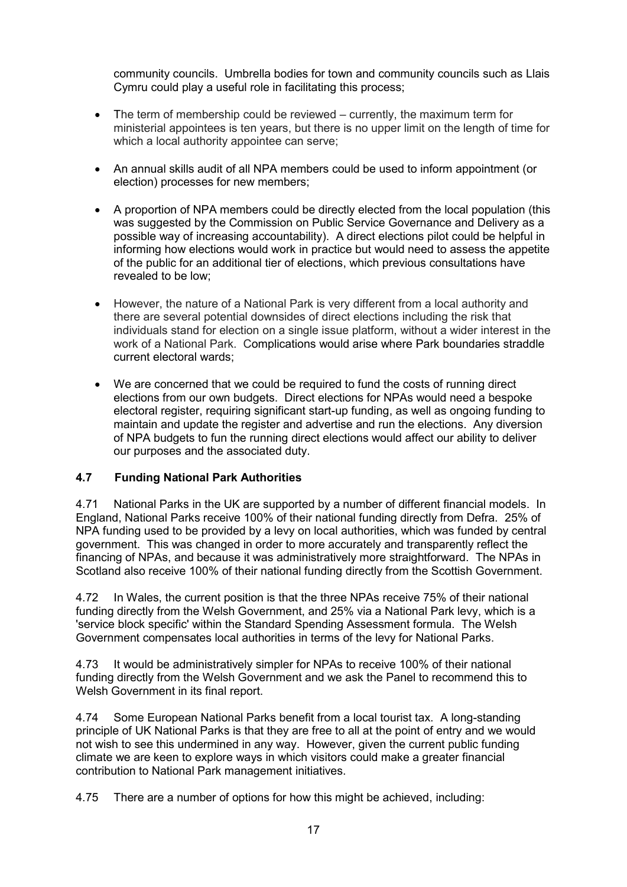community councils. Umbrella bodies for town and community councils such as Llais Cymru could play a useful role in facilitating this process;

- The term of membership could be reviewed – currently, the maximum term for ministerial appointees is ten years, but there is no upper limit on the length of time for which a local authority appointee can serve;

- An annual skills audit of all NPA members could be used to inform appointment (or election) processes for new members;

- A proportion of NPA members could be directly elected from the local population (this was suggested by the Commission on Public Service Governance and Delivery as a possible way of increasing accountability). A direct elections pilot could be helpful in informing how elections would work in practice but would need to assess the appetite of the public for an additional tier of elections, which previous consultations have revealed to be low;

- However, the nature of a National Park is very different from a local authority and there are several potential downsides of direct elections including the risk that individuals stand for election on a single issue platform, without a wider interest in the work of a National Park. Complications would arise where Park boundaries straddle current electoral wards;

- We are concerned that we could be required to fund the costs of running direct elections from our own budgets. Direct elections for NPAs would need a bespoke electoral register, requiring significant start-up funding, as well as ongoing funding to maintain and update the register and advertise and run the elections. Any diversion of NPA budgets to fun the running direct elections would affect our ability to deliver our purposes and the associated duty.

### 4.7 Funding National Park Authorities

4.71 National Parks in the UK are supported by a number of different financial models. In England, National Parks receive 100% of their national funding directly from Defra. 25% of NPA funding used to be provided by a levy on local authorities, which was funded by central government. This was changed in order to more accurately and transparently reflect the financing of NPAs, and because it was administratively more straightforward. The NPAs in Scotland also receive 100% of their national funding directly from the Scottish Government.

4.72 In Wales, the current position is that the three NPAs receive 75% of their national funding directly from the Welsh Government, and 25% via a National Park levy, which is a 'service block specific' within the Standard Spending Assessment formula. The Welsh Government compensates local authorities in terms of the levy for National Parks.

4.73 It would be administratively simpler for NPAs to receive 100% of their national funding directly from the Welsh Government and we ask the Panel to recommend this to Welsh Government in its final report.

4.74 Some European National Parks benefit from a local tourist tax. A long-standing principle of UK National Parks is that they are free to all at the point of entry and we would not wish to see this undermined in any way. However, given the current public funding climate we are keen to explore ways in which visitors could make a greater financial contribution to National Park management initiatives.

4.75 There are a number of options for how this might be achieved, including: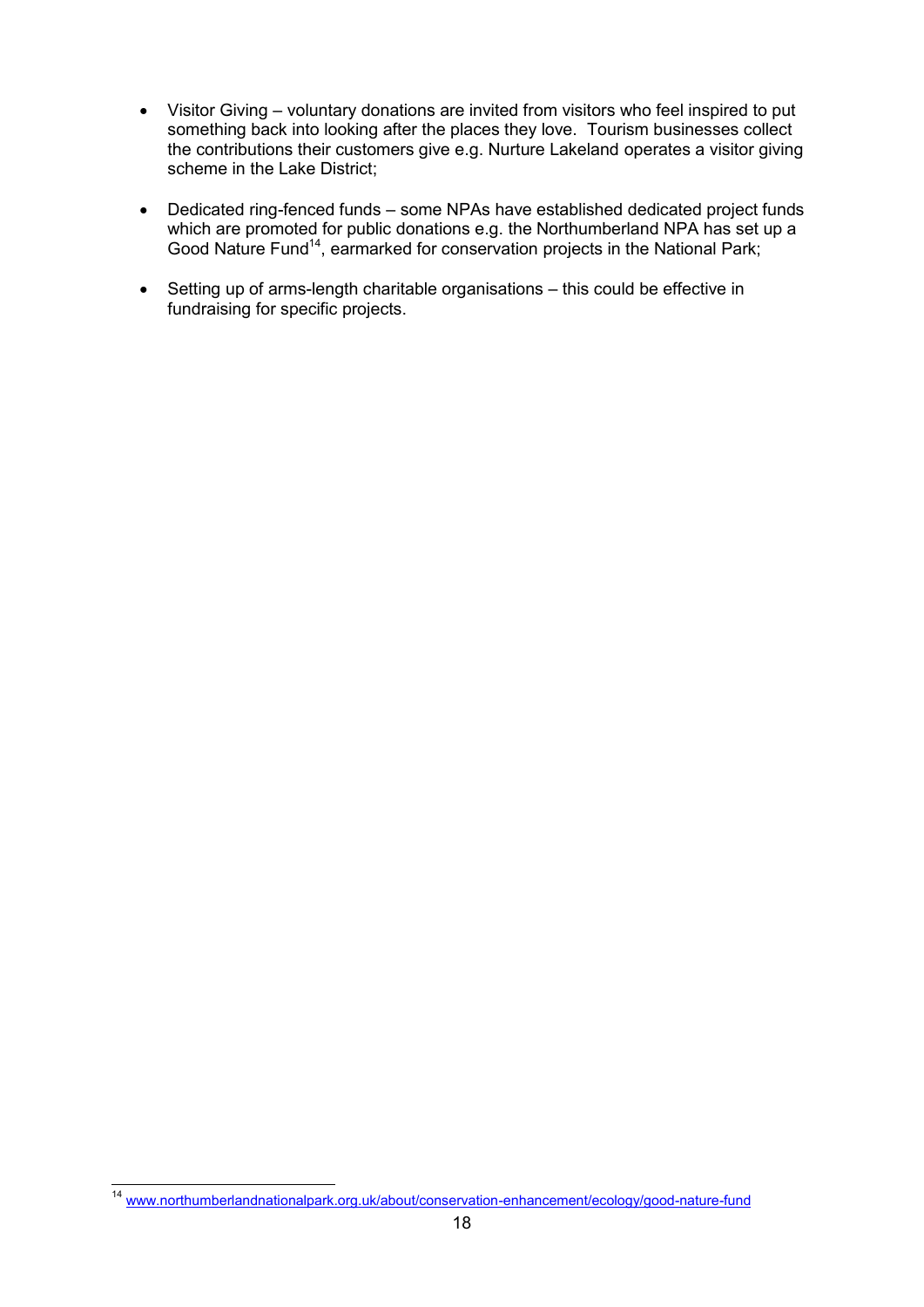- Visitor Giving – voluntary donations are invited from visitors who feel inspired to put something back into looking after the places they love. Tourism businesses collect the contributions their customers give e.g. Nurture Lakeland operates a visitor giving scheme in the Lake District;

- Dedicated ring-fenced funds – some NPAs have established dedicated project funds which are promoted for public donations e.g. the Northumberland NPA has set up a Good Nature Fund[14], earmarked for conservation projects in the National Park;

- Setting up of arms-length charitable organisations – this could be effective in fundraising for specific projects.

---

[14] www.northumberlandnationalpark.org.uk/about/conservation-enhancement/ecology/good-nature-fund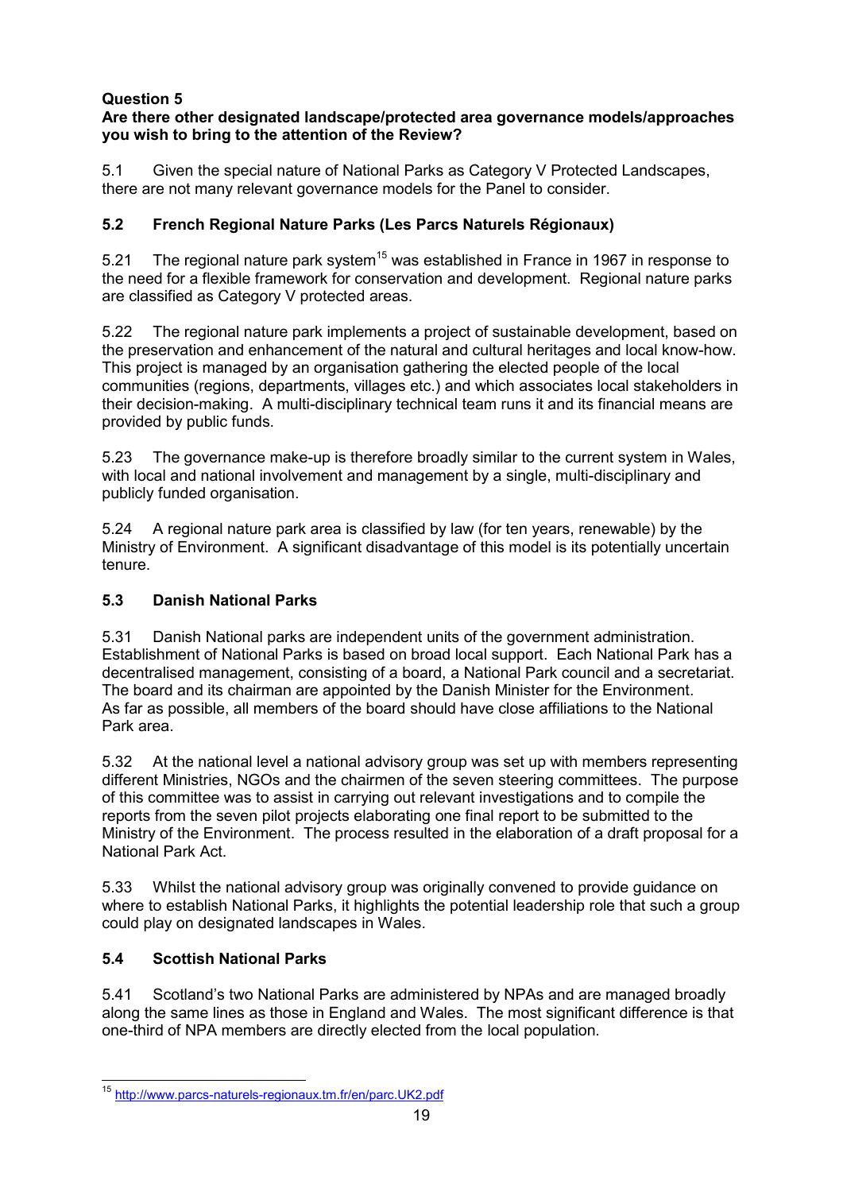**Question 5**
**Are there other designated landscape/protected area governance models/approaches you wish to bring to the attention of the Review?**

5.1 Given the special nature of National Parks as Category V Protected Landscapes, there are not many relevant governance models for the Panel to consider.

**5.2 French Regional Nature Parks (Les Parcs Naturels Régionaux)**

5.21 The regional nature park system[15] was established in France in 1967 in response to the need for a flexible framework for conservation and development. Regional nature parks are classified as Category V protected areas.

5.22 The regional nature park implements a project of sustainable development, based on the preservation and enhancement of the natural and cultural heritages and local know-how. This project is managed by an organisation gathering the elected people of the local communities (regions, departments, villages etc.) and which associates local stakeholders in their decision-making. A multi-disciplinary technical team runs it and its financial means are provided by public funds.

5.23 The governance make-up is therefore broadly similar to the current system in Wales, with local and national involvement and management by a single, multi-disciplinary and publicly funded organisation.

5.24 A regional nature park area is classified by law (for ten years, renewable) by the Ministry of Environment. A significant disadvantage of this model is its potentially uncertain tenure.

**5.3 Danish National Parks**

5.31 Danish National parks are independent units of the government administration. Establishment of National Parks is based on broad local support. Each National Park has a decentralised management, consisting of a board, a National Park council and a secretariat. The board and its chairman are appointed by the Danish Minister for the Environment. As far as possible, all members of the board should have close affiliations to the National Park area.

5.32 At the national level a national advisory group was set up with members representing different Ministries, NGOs and the chairmen of the seven steering committees. The purpose of this committee was to assist in carrying out relevant investigations and to compile the reports from the seven pilot projects elaborating one final report to be submitted to the Ministry of the Environment. The process resulted in the elaboration of a draft proposal for a National Park Act.

5.33 Whilst the national advisory group was originally convened to provide guidance on where to establish National Parks, it highlights the potential leadership role that such a group could play on designated landscapes in Wales.

**5.4 Scottish National Parks**

5.41 Scotland's two National Parks are administered by NPAs and are managed broadly along the same lines as those in England and Wales. The most significant difference is that one-third of NPA members are directly elected from the local population.

---

[15] http://www.parcs-naturels-regionaux.tm.fr/en/parc.UK2.pdf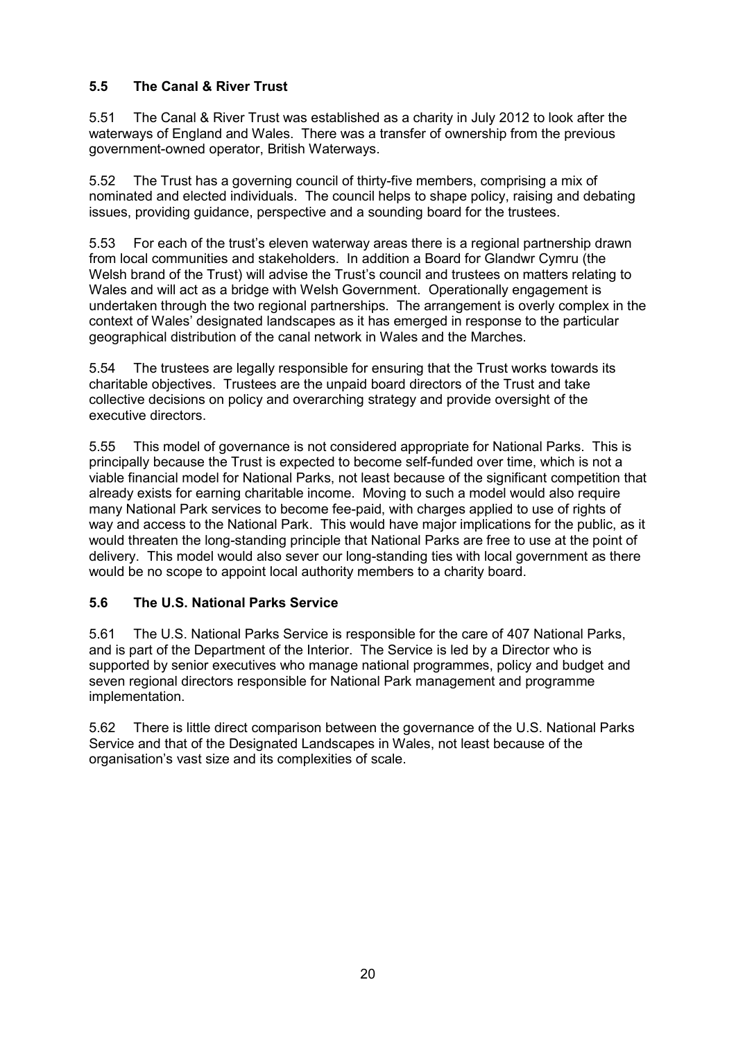## 5.5 The Canal & River Trust

5.51 The Canal & River Trust was established as a charity in July 2012 to look after the waterways of England and Wales. There was a transfer of ownership from the previous government-owned operator, British Waterways.

5.52 The Trust has a governing council of thirty-five members, comprising a mix of nominated and elected individuals. The council helps to shape policy, raising and debating issues, providing guidance, perspective and a sounding board for the trustees.

5.53 For each of the trust's eleven waterway areas there is a regional partnership drawn from local communities and stakeholders. In addition a Board for Glandwr Cymru (the Welsh brand of the Trust) will advise the Trust's council and trustees on matters relating to Wales and will act as a bridge with Welsh Government. Operationally engagement is undertaken through the two regional partnerships. The arrangement is overly complex in the context of Wales' designated landscapes as it has emerged in response to the particular geographical distribution of the canal network in Wales and the Marches.

5.54 The trustees are legally responsible for ensuring that the Trust works towards its charitable objectives. Trustees are the unpaid board directors of the Trust and take collective decisions on policy and overarching strategy and provide oversight of the executive directors.

5.55 This model of governance is not considered appropriate for National Parks. This is principally because the Trust is expected to become self-funded over time, which is not a viable financial model for National Parks, not least because of the significant competition that already exists for earning charitable income. Moving to such a model would also require many National Park services to become fee-paid, with charges applied to use of rights of way and access to the National Park. This would have major implications for the public, as it would threaten the long-standing principle that National Parks are free to use at the point of delivery. This model would also sever our long-standing ties with local government as there would be no scope to appoint local authority members to a charity board.

## 5.6 The U.S. National Parks Service

5.61 The U.S. National Parks Service is responsible for the care of 407 National Parks, and is part of the Department of the Interior. The Service is led by a Director who is supported by senior executives who manage national programmes, policy and budget and seven regional directors responsible for National Park management and programme implementation.

5.62 There is little direct comparison between the governance of the U.S. National Parks Service and that of the Designated Landscapes in Wales, not least because of the organisation's vast size and its complexities of scale.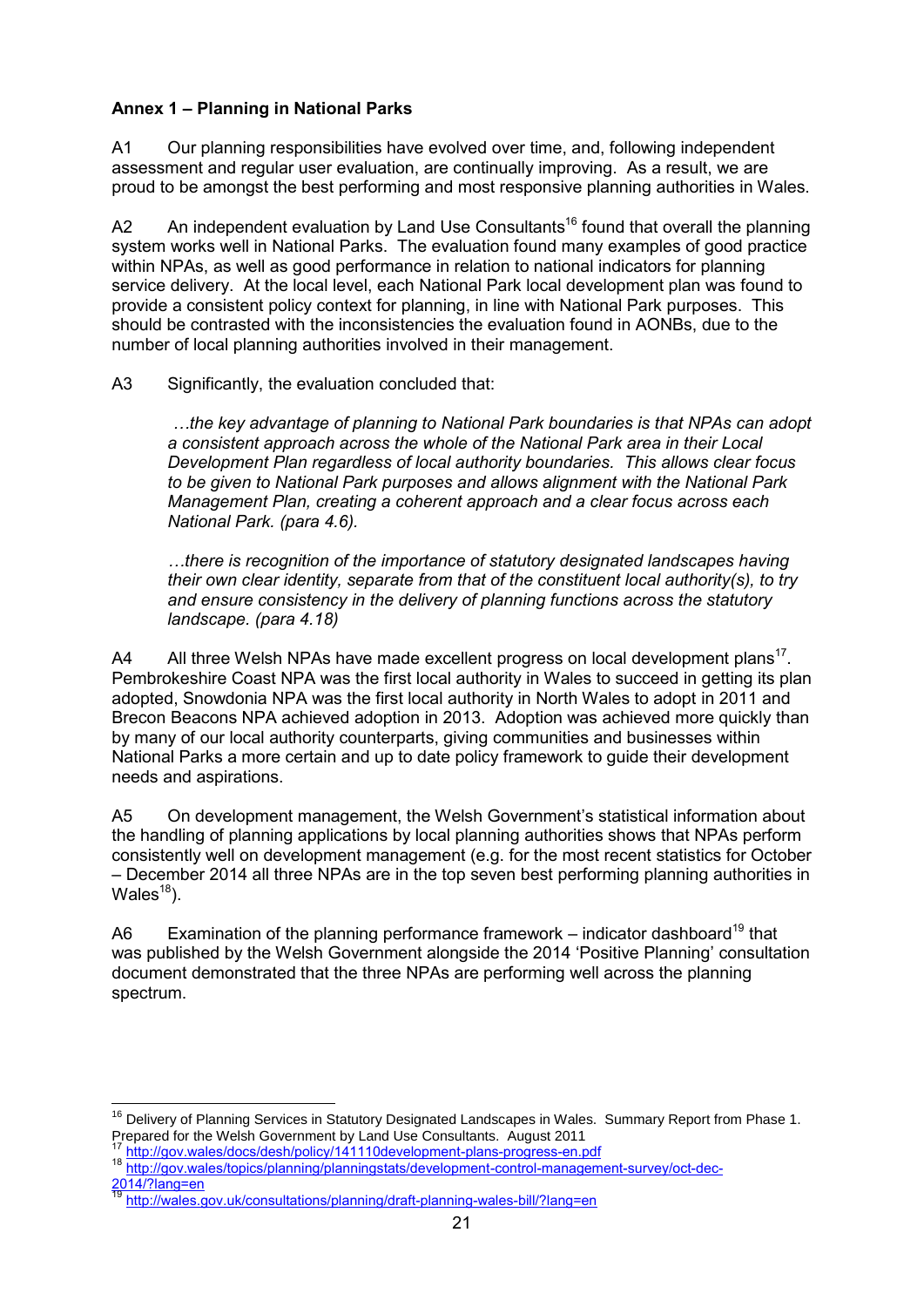**Annex 1 – Planning in National Parks**

A1 Our planning responsibilities have evolved over time, and, following independent assessment and regular user evaluation, are continually improving. As a result, we are proud to be amongst the best performing and most responsive planning authorities in Wales.

A2 An independent evaluation by Land Use Consultants[16] found that overall the planning system works well in National Parks. The evaluation found many examples of good practice within NPAs, as well as good performance in relation to national indicators for planning service delivery. At the local level, each National Park local development plan was found to provide a consistent policy context for planning, in line with National Park purposes. This should be contrasted with the inconsistencies the evaluation found in AONBs, due to the number of local planning authorities involved in their management.

A3 Significantly, the evaluation concluded that:

> *…the key advantage of planning to National Park boundaries is that NPAs can adopt a consistent approach across the whole of the National Park area in their Local Development Plan regardless of local authority boundaries. This allows clear focus to be given to National Park purposes and allows alignment with the National Park Management Plan, creating a coherent approach and a clear focus across each National Park. (para 4.6).*
>
> *…there is recognition of the importance of statutory designated landscapes having their own clear identity, separate from that of the constituent local authority(s), to try and ensure consistency in the delivery of planning functions across the statutory landscape. (para 4.18)*

A4 All three Welsh NPAs have made excellent progress on local development plans[17]. Pembrokeshire Coast NPA was the first local authority in Wales to succeed in getting its plan adopted, Snowdonia NPA was the first local authority in North Wales to adopt in 2011 and Brecon Beacons NPA achieved adoption in 2013. Adoption was achieved more quickly than by many of our local authority counterparts, giving communities and businesses within National Parks a more certain and up to date policy framework to guide their development needs and aspirations.

A5 On development management, the Welsh Government's statistical information about the handling of planning applications by local planning authorities shows that NPAs perform consistently well on development management (e.g. for the most recent statistics for October – December 2014 all three NPAs are in the top seven best performing planning authorities in Wales[18]).

A6 Examination of the planning performance framework – indicator dashboard[19] that was published by the Welsh Government alongside the 2014 'Positive Planning' consultation document demonstrated that the three NPAs are performing well across the planning spectrum.

---

[16] Delivery of Planning Services in Statutory Designated Landscapes in Wales. Summary Report from Phase 1. Prepared for the Welsh Government by Land Use Consultants. August 2011

[17] http://gov.wales/docs/desh/policy/141110development-plans-progress-en.pdf

[18] http://gov.wales/topics/planning/planningstats/development-control-management-survey/oct-dec-2014/?lang=en

[19] http://wales.gov.uk/consultations/planning/draft-planning-wales-bill/?lang=en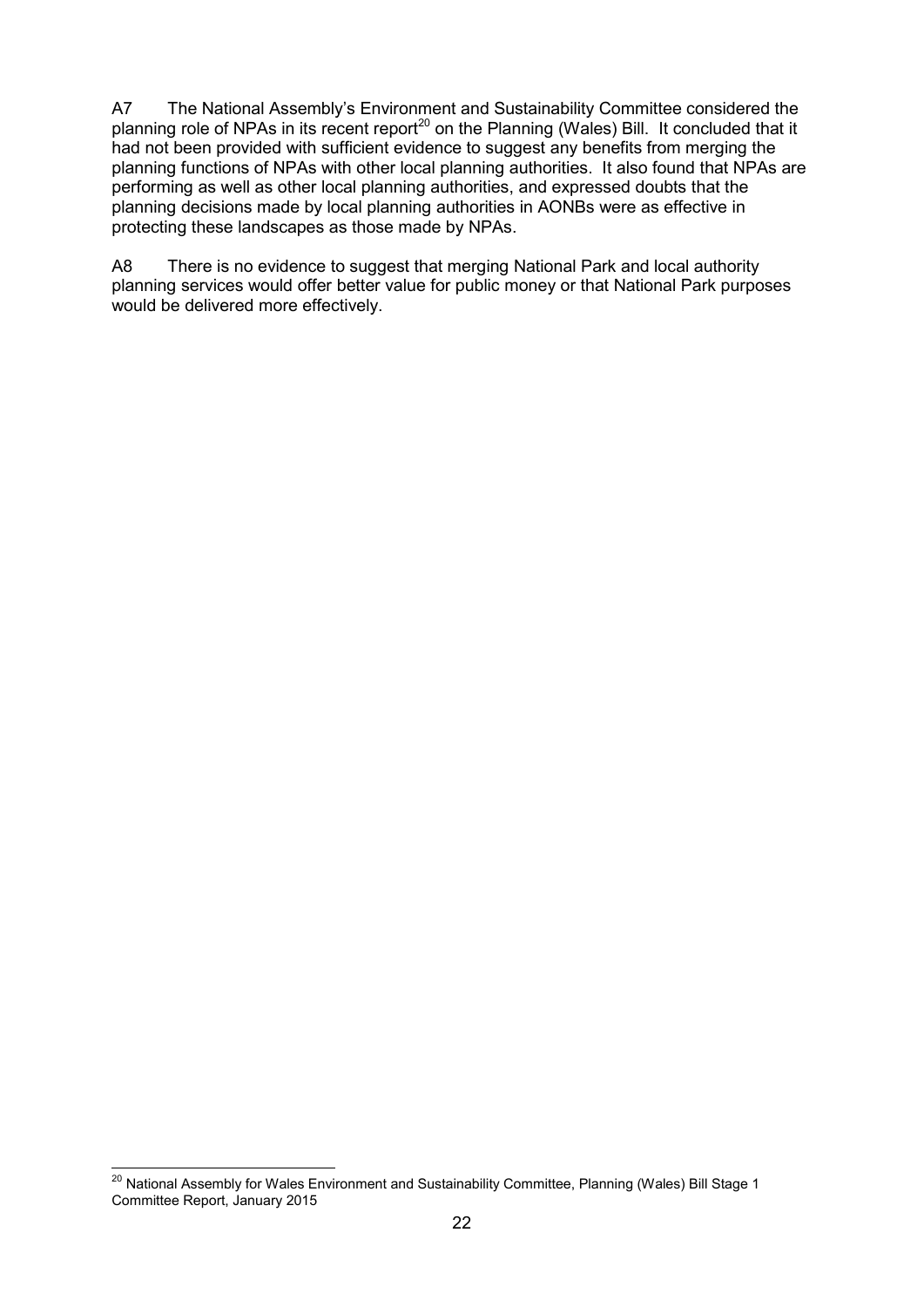A7 The National Assembly's Environment and Sustainability Committee considered the planning role of NPAs in its recent report[20] on the Planning (Wales) Bill. It concluded that it had not been provided with sufficient evidence to suggest any benefits from merging the planning functions of NPAs with other local planning authorities. It also found that NPAs are performing as well as other local planning authorities, and expressed doubts that the planning decisions made by local planning authorities in AONBs were as effective in protecting these landscapes as those made by NPAs.

A8 There is no evidence to suggest that merging National Park and local authority planning services would offer better value for public money or that National Park purposes would be delivered more effectively.

---

[20] National Assembly for Wales Environment and Sustainability Committee, Planning (Wales) Bill Stage 1 Committee Report, January 2015